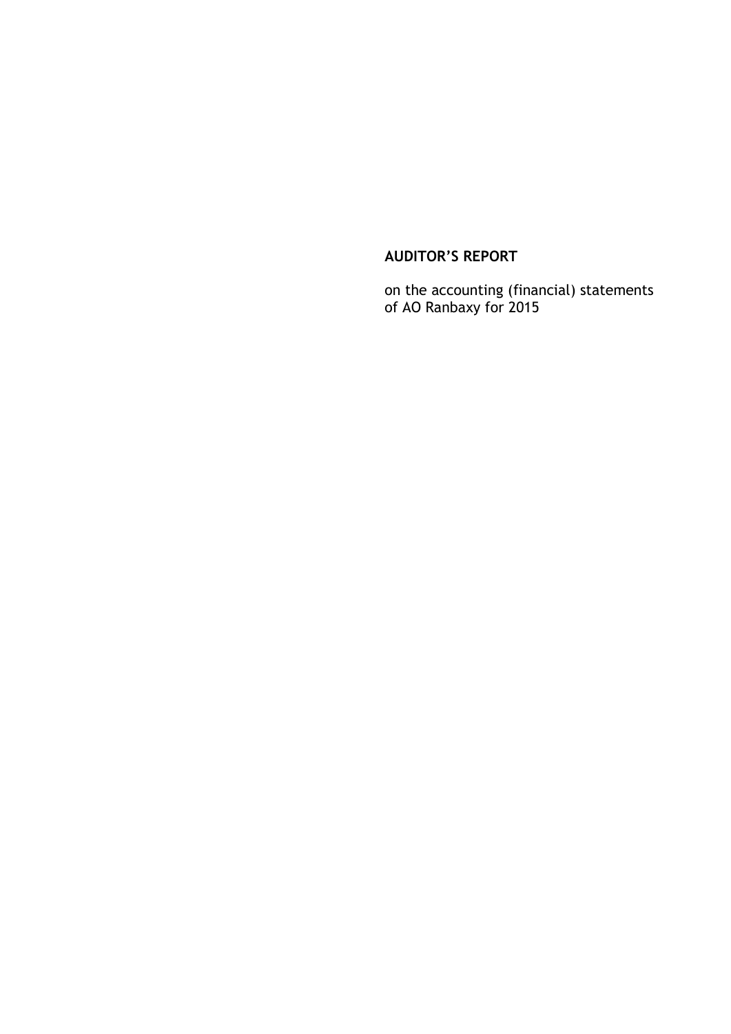# AUDITOR'S REPORT

on the accounting (financial) statements of AO Ranbaxy for 2015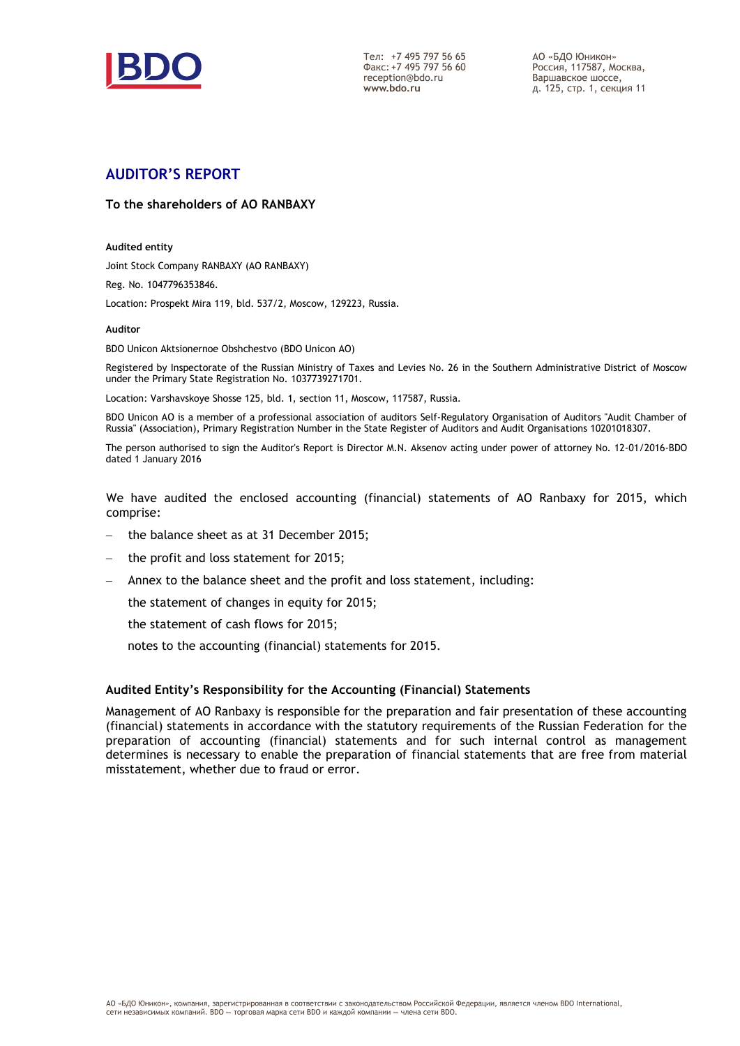## AUDITOR'S REPORT

**To the shareholders of AO RANBAXY**

**Audited entity**

Joint Stock Company RANBAXY (AO RANBAXY)

Reg. No. 1047796353846.

Location: Prospekt Mira 119, bld. 537/2, Moscow, 129223, Russia.

**Auditor**

BDO Unicon Aktsionernoe Obshchestvo (BDO Unicon AO)

Registered by Inspectorate of the Russian Ministry of Taxes and Levies No. 26 in the Southern Administrative District of Moscow under the Primary State Registration No. 1037739271701.

Location: Varshavskoye Shosse 125, bld. 1, section 11, Moscow, 117587, Russia.

BDO Unicon AO is a member of a professional association of auditors Self-Regulatory Organisation of Auditors "Audit Chamber of Russia" (Association), Primary Registration Number in the State Register of Auditors and Audit Organisations 10201018307.

The person authorised to sign the Auditor's Report is Director M.N. Aksenov acting under power of attorney No. 12-01/2016-BDO dated 1 January 2016

We have audited the enclosed accounting (financial) statements of AO Ranbaxy for 2015, which comprise:

- the balance sheet as at 31 December 2015;
- the profit and loss statement for 2015;
- Annex to the balance sheet and the profit and loss statement, including:

  the statement of changes in equity for 2015;

  the statement of cash flows for 2015;

  notes to the accounting (financial) statements for 2015.

### Audited Entity's Responsibility for the Accounting (Financial) Statements

Management of AO Ranbaxy is responsible for the preparation and fair presentation of these accounting (financial) statements in accordance with the statutory requirements of the Russian Federation for the preparation of accounting (financial) statements and for such internal control as management determines is necessary to enable the preparation of financial statements that are free from material misstatement, whether due to fraud or error.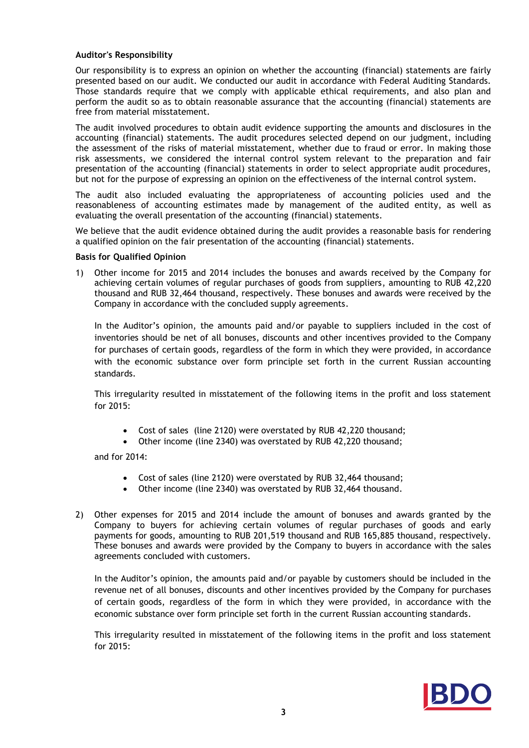**Auditor's Responsibility**

Our responsibility is to express an opinion on whether the accounting (financial) statements are fairly presented based on our audit. We conducted our audit in accordance with Federal Auditing Standards. Those standards require that we comply with applicable ethical requirements, and also plan and perform the audit so as to obtain reasonable assurance that the accounting (financial) statements are free from material misstatement.

The audit involved procedures to obtain audit evidence supporting the amounts and disclosures in the accounting (financial) statements. The audit procedures selected depend on our judgment, including the assessment of the risks of material misstatement, whether due to fraud or error. In making those risk assessments, we considered the internal control system relevant to the preparation and fair presentation of the accounting (financial) statements in order to select appropriate audit procedures, but not for the purpose of expressing an opinion on the effectiveness of the internal control system.

The audit also included evaluating the appropriateness of accounting policies used and the reasonableness of accounting estimates made by management of the audited entity, as well as evaluating the overall presentation of the accounting (financial) statements.

We believe that the audit evidence obtained during the audit provides a reasonable basis for rendering a qualified opinion on the fair presentation of the accounting (financial) statements.

**Basis for Qualified Opinion**

1) Other income for 2015 and 2014 includes the bonuses and awards received by the Company for achieving certain volumes of regular purchases of goods from suppliers, amounting to RUB 42,220 thousand and RUB 32,464 thousand, respectively. These bonuses and awards were received by the Company in accordance with the concluded supply agreements.

   In the Auditor's opinion, the amounts paid and/or payable to suppliers included in the cost of inventories should be net of all bonuses, discounts and other incentives provided to the Company for purchases of certain goods, regardless of the form in which they were provided, in accordance with the economic substance over form principle set forth in the current Russian accounting standards.

   This irregularity resulted in misstatement of the following items in the profit and loss statement for 2015:

   - Cost of sales (line 2120) were overstated by RUB 42,220 thousand;
   - Other income (line 2340) was overstated by RUB 42,220 thousand;

   and for 2014:

   - Cost of sales (line 2120) were overstated by RUB 32,464 thousand;
   - Other income (line 2340) was overstated by RUB 32,464 thousand.

2) Other expenses for 2015 and 2014 include the amount of bonuses and awards granted by the Company to buyers for achieving certain volumes of regular purchases of goods and early payments for goods, amounting to RUB 201,519 thousand and RUB 165,885 thousand, respectively. These bonuses and awards were provided by the Company to buyers in accordance with the sales agreements concluded with customers.

   In the Auditor's opinion, the amounts paid and/or payable by customers should be included in the revenue net of all bonuses, discounts and other incentives provided by the Company for purchases of certain goods, regardless of the form in which they were provided, in accordance with the economic substance over form principle set forth in the current Russian accounting standards.

   This irregularity resulted in misstatement of the following items in the profit and loss statement for 2015: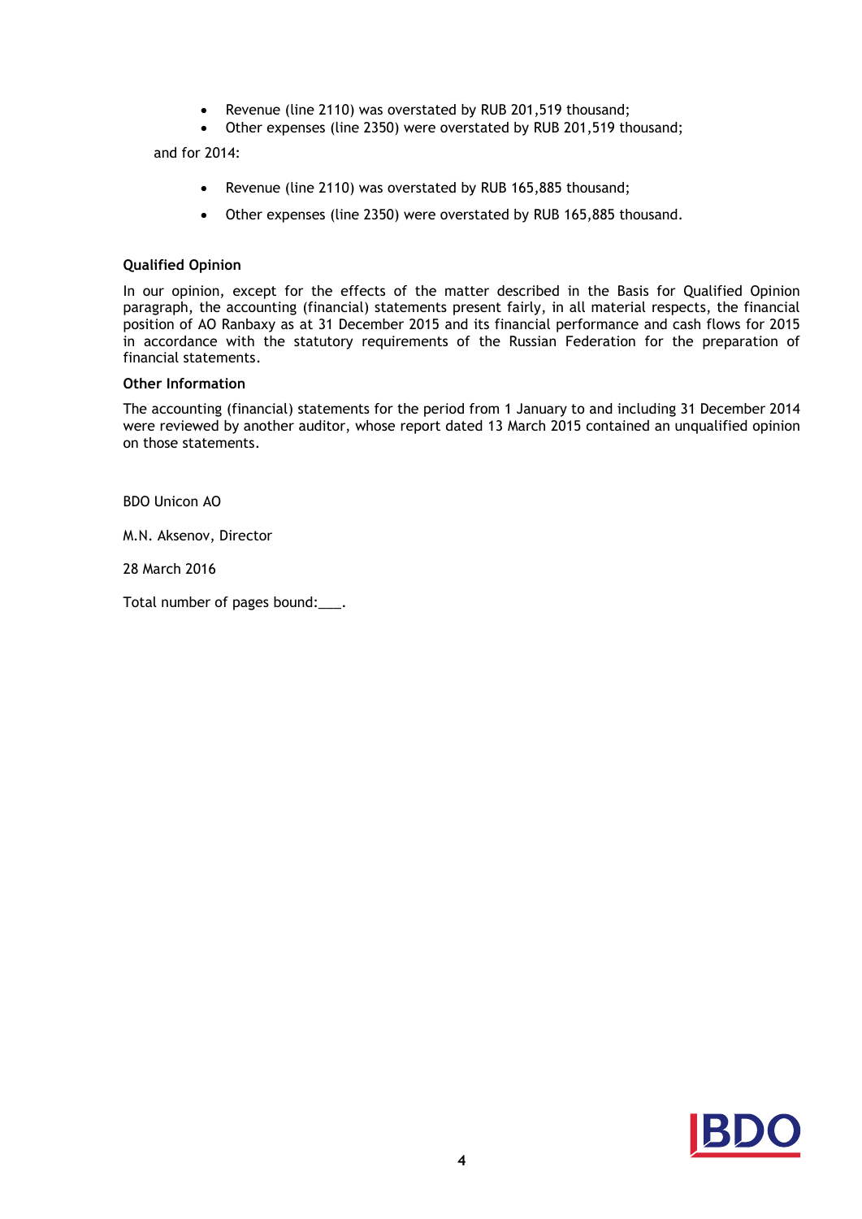- Revenue (line 2110) was overstated by RUB 201,519 thousand;
- Other expenses (line 2350) were overstated by RUB 201,519 thousand;

and for 2014:

- Revenue (line 2110) was overstated by RUB 165,885 thousand;
- Other expenses (line 2350) were overstated by RUB 165,885 thousand.

**Qualified Opinion**

In our opinion, except for the effects of the matter described in the Basis for Qualified Opinion paragraph, the accounting (financial) statements present fairly, in all material respects, the financial position of AO Ranbaxy as at 31 December 2015 and its financial performance and cash flows for 2015 in accordance with the statutory requirements of the Russian Federation for the preparation of financial statements.

**Other Information**

The accounting (financial) statements for the period from 1 January to and including 31 December 2014 were reviewed by another auditor, whose report dated 13 March 2015 contained an unqualified opinion on those statements.

BDO Unicon AO

M.N. Aksenov, Director

28 March 2016

Total number of pages bound:___.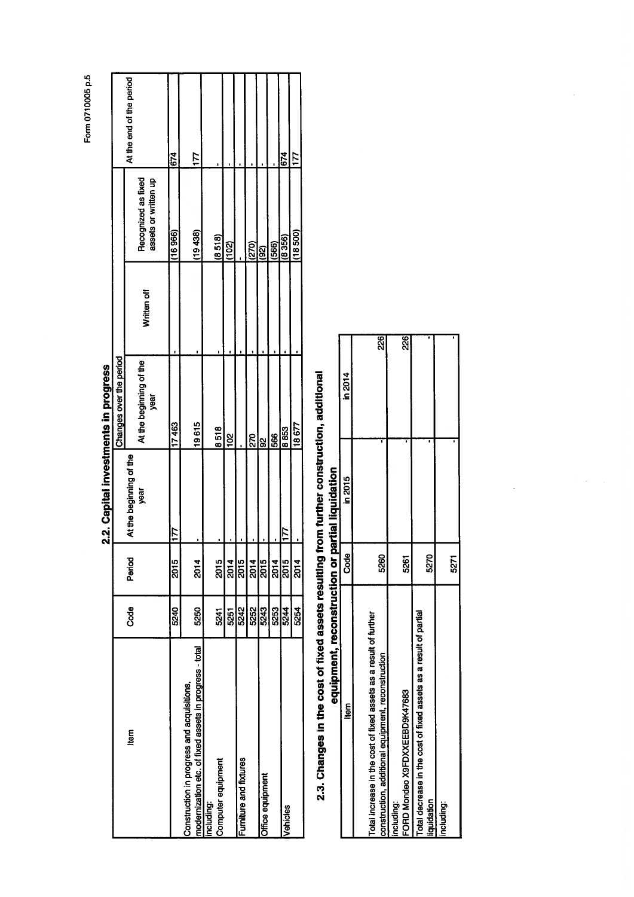## 2.2. Capital investments in progress

| Item | Code | Period | At the beginning of the year | Changes over the period | | | At the end of the period |
|---|---|---|---|---|---|---|---|
| | | | | At the beginning of the year | Written off | Recognized as fixed assets or written up | |
| Construction in progress and acquisitions, modernization etc. of fixed assets in progress - total | 5240 | 2015 | 177 | 17 463 | - | (16 966) | 674 |
| | 5250 | 2014 | - | 19 615 | - | (19 438) | 177 |
| including: Computer equipment | 5241 | 2015 | - | 8 518 | - | (8 518) | - |
| | 5251 | 2014 | - | 102 | - | (102) | - |
| Furniture and fixtures | 5242 | 2015 | - | - | - | - | - |
| | 5252 | 2014 | - | 270 | - | (270) | - |
| Office equipment | 5243 | 2015 | - | 92 | - | (92) | - |
| | 5253 | 2014 | - | 566 | - | (566) | - |
| Vehicles | 5244 | 2015 | 177 | 8 853 | - | (8 356) | 674 |
| | 5254 | 2014 | - | 18 677 | - | (18 500) | 177 |

## 2.3. Changes in the cost of fixed assets resulting from further construction, additional equipment, reconstruction or partial liquidation

| Item | Code | in 2015 | in 2014 |
|---|---|---|---|
| Total increase in the cost of fixed assets as a result of further construction, additional equipment, reconstruction | 5260 | - | 226 |
| including: FORD Mondeo X9FDXXEEBD9K47683 | 5261 | - | 226 |
| Total decrease in the cost of fixed assets as a result of partial liquidation | 5270 | - | - |
| including: | 5271 | - | - |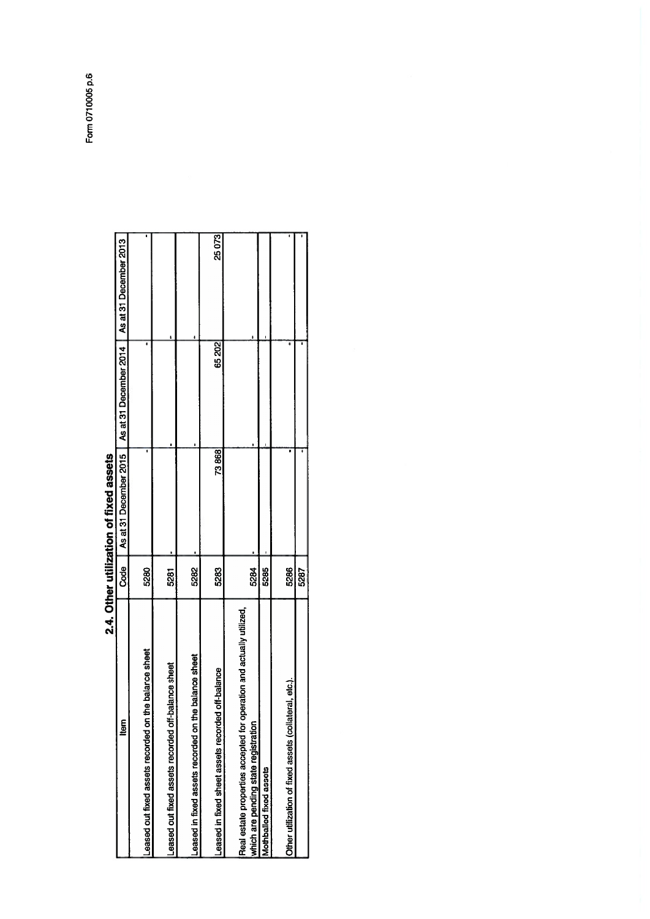## 2.4. Other utilization of fixed assets

| Item | Code | As at 31 December 2015 | As at 31 December 2014 | As at 31 December 2013 |
|---|---|---|---|---|
| Leased out fixed assets recorded on the balance sheet | 5280 | - | - | - |
| Leased out fixed assets recorded off-balance sheet | 5281 | - | - | - |
| Leased in fixed assets recorded on the balance sheet | 5282 | - | - | - |
| Leased in fixed sheet assets recorded off-balance | 5283 | 73 868 | 65 202 | 25 073 |
| Real estate properties accepted for operation and actually utilized, which are pending state registration | 5284 | - | - | - |
| Mothballed fixed assets | 5285 | - | - | - |
| Other utilization of fixed assets (collateral, etc.). | 5286 | - | - | - |
| | 5287 | - | - | - |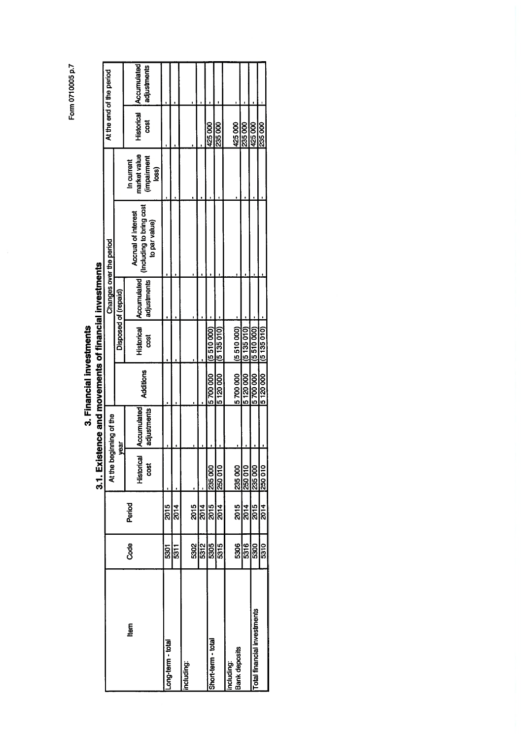# 3. Financial investments

## 3.1. Existence and movements of financial investments

| Item | Code | Period | At the beginning of the year | | Changes over the period | | | | | At the end of the period | |
|---|---|---|---|---|---|---|---|---|---|---|---|
| | | | Historical cost | Accumulated adjustments | Additions | Disposed of (repaid) | | Accrual of interest (including to bring cost to par value) | In current market value (impairment loss) | Historical cost | Accumulated adjustments |
| | | | | | | Historical cost | Accumulated adjustments | | | | |
| Long-term - total | 5301 | 2015 | - | - | - | - | - | - | - | - | - |
| | 5311 | 2014 | - | - | - | - | - | - | - | - | - |
| including: | 5302 | 2015 | - | - | - | - | - | - | - | - | - |
| | 5312 | 2014 | - | - | - | - | - | - | - | - | - |
| Short-term - total | 5305 | 2015 | 235 000 | - | 5 700 000 | (5 510 000) | - | - | - | 425 000 | - |
| | 5315 | 2014 | 250 010 | - | 5 120 000 | (5 135 010) | - | - | - | 235 000 | - |
| including: Bank deposits | 5306 | 2015 | 235 000 | - | 5 700 000 | (5 510 000) | - | - | - | 425 000 | - |
| | 5316 | 2014 | 250 010 | - | 5 120 000 | (5 135 010) | - | - | - | 235 000 | - |
| Total financial investments | 5300 | 2015 | 235 000 | - | 5 700 000 | (5 510 000) | - | - | - | 425 000 | - |
| | 5310 | 2014 | 250 010 | - | 5 120 000 | (5 135 010) | - | - | - | 235 000 | - |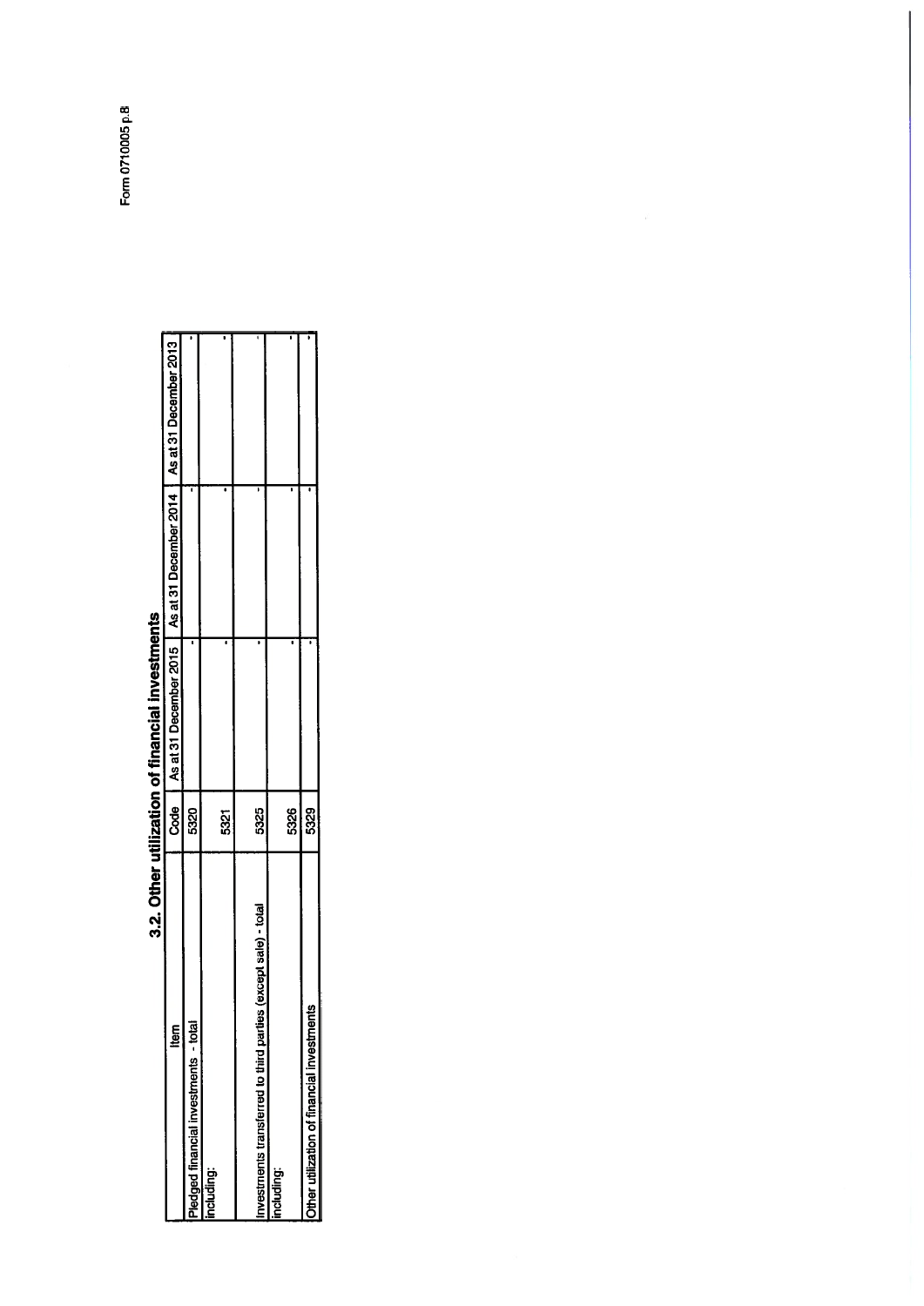## 3.2. Other utilization of financial investments

| Item | Code | As at 31 December 2015 | As at 31 December 2014 | As at 31 December 2013 |
|---|---|---|---|---|
| Pledged financial investments - total | 5320 | - | - | - |
| including: | | | | |
| | 5321 | - | - | - |
| Investments transferred to third parties (except sale) - total | 5325 | - | - | - |
| including: | | | | |
| | 5326 | - | - | - |
| Other utilization of financial investments | 5329 | - | - | - |

Form 0710005 p.8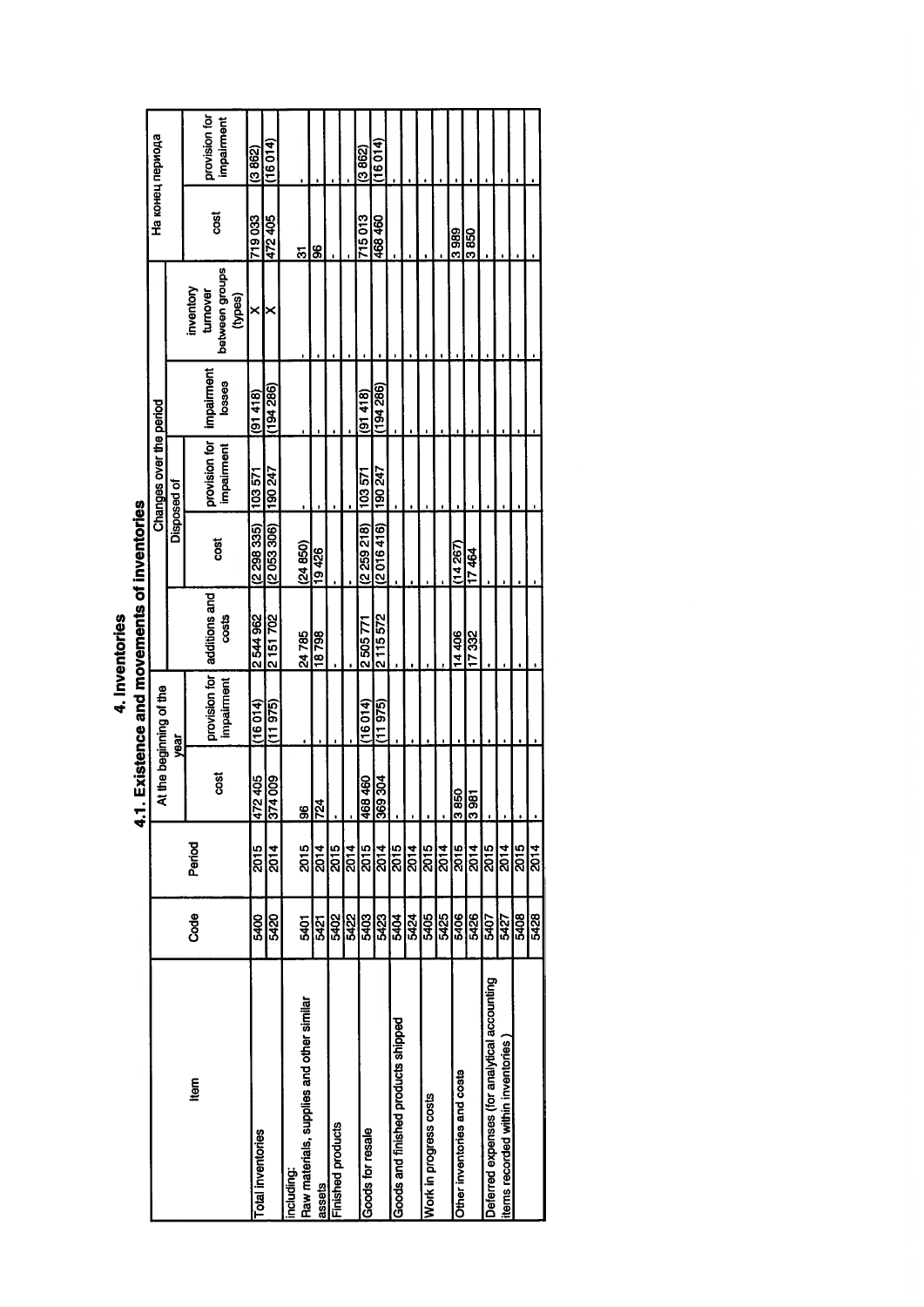# 4. Inventories

## 4.1. Existence and movements of inventories

| Item | Code | Period | At the beginning of the year | | Changes over the period | | | | | На конец периода | |
|---|---|---|---|---|---|---|---|---|---|---|---|
| | | | cost | provision for impairment | additions and costs | Disposed of | | impairment losses | inventory turnover between groups (types) | cost | provision for impairment |
| | | | | | | cost | provision for impairment | | | | |
| Total inventories | 5400 | 2015 | 472 405 | (16 014) | 2 544 962 | (2 298 335) | 103 571 | (91 418) | X | 719 033 | (3 862) |
| | 5420 | 2014 | 374 009 | (11 975) | 2 151 702 | (2 053 306) | 190 247 | (194 286) | X | 472 405 | (16 014) |
| including: Raw materials, supplies and other similar assets | 5401 | 2015 | 96 | - | 24 785 | (24 850) | - | - | - | 31 | - |
| | 5421 | 2014 | 724 | - | 18 798 | 19 426 | - | - | - | 96 | - |
| Finished products | 5402 | 2015 | - | - | - | - | - | - | - | - | - |
| | 5422 | 2014 | - | - | - | - | - | - | - | - | - |
| Goods for resale | 5403 | 2015 | 468 460 | (16 014) | 2 505 771 | (2 259 218) | 103 571 | (91 418) | - | 715 013 | (3 862) |
| | 5423 | 2014 | 369 304 | (11 975) | 2 115 572 | (2 016 416) | 190 247 | (194 286) | - | 468 460 | (16 014) |
| Goods and finished products shipped | 5404 | 2015 | - | - | - | - | - | - | - | - | - |
| | 5424 | 2014 | - | - | - | - | - | - | - | - | - |
| Work in progress costs | 5405 | 2015 | - | - | - | - | - | - | - | - | - |
| | 5425 | 2014 | - | - | - | - | - | - | - | - | - |
| Other inventories and costs | 5406 | 2015 | 3 850 | - | 14 406 | (14 267) | - | - | - | 3 989 | - |
| | 5426 | 2014 | 3 981 | - | 17 332 | 17 464 | - | - | - | 3 850 | - |
| Deferred expenses (for analytical accounting items recorded within inventories) | 5407 | 2015 | - | - | - | - | - | - | - | - | - |
| | 5427 | 2014 | - | - | - | - | - | - | - | - | - |
| | 5408 | 2015 | - | - | - | - | - | - | - | - | - |
| | 5428 | 2014 | - | - | - | - | - | - | - | - | - |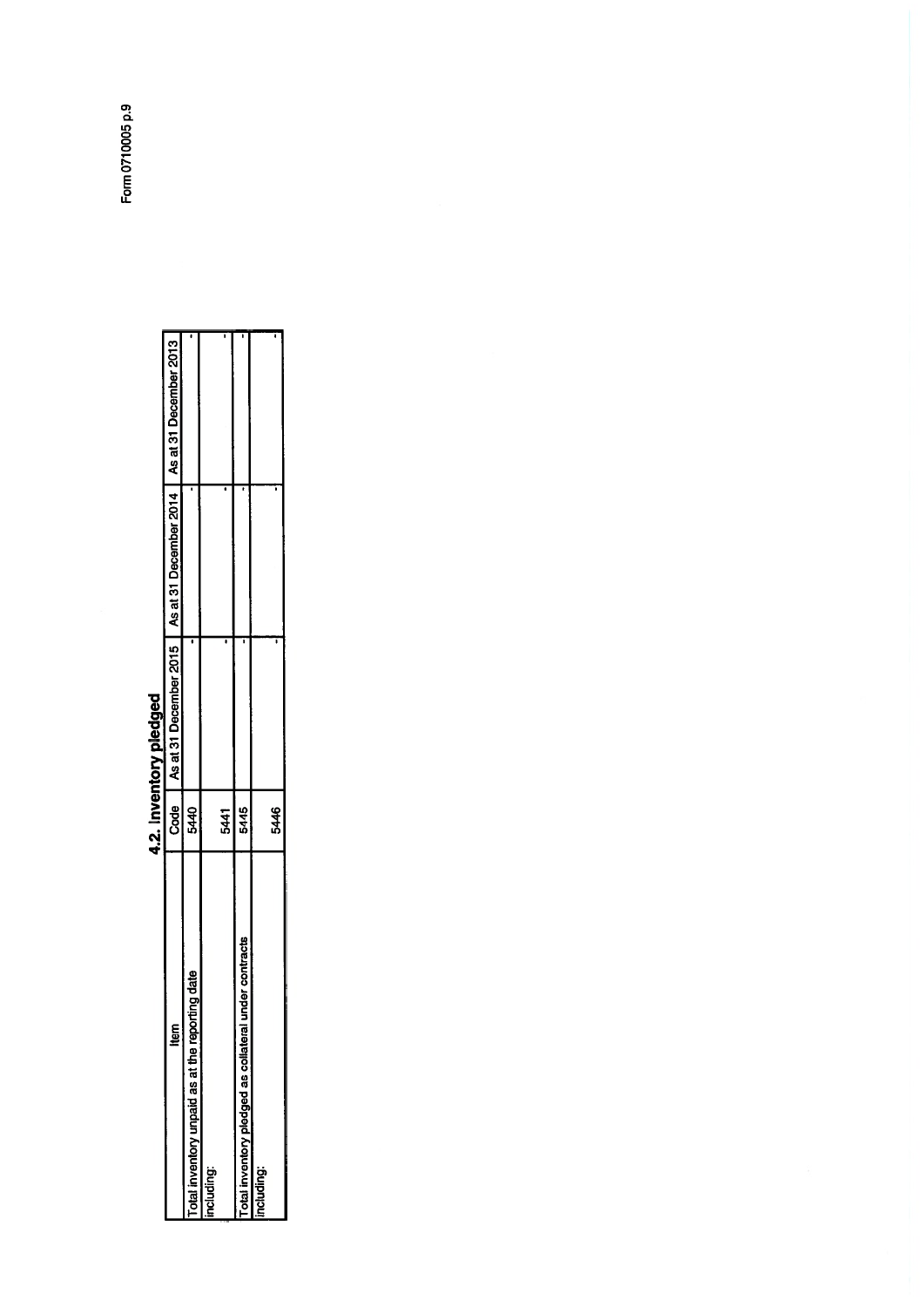Form 0710005 p.9

## 4.2. Inventory pledged

| Item | Code | As at 31 December 2015 | As at 31 December 2014 | As at 31 December 2013 |
|---|---|---|---|---|
| Total inventory unpaid as at the reporting date | 5440 | - | - | - |
| including: | | | | |
| | 5441 | - | - | - |
| Total inventory pledged as collateral under contracts | 5445 | - | - | - |
| including: | | | | |
| | 5446 | - | - | - |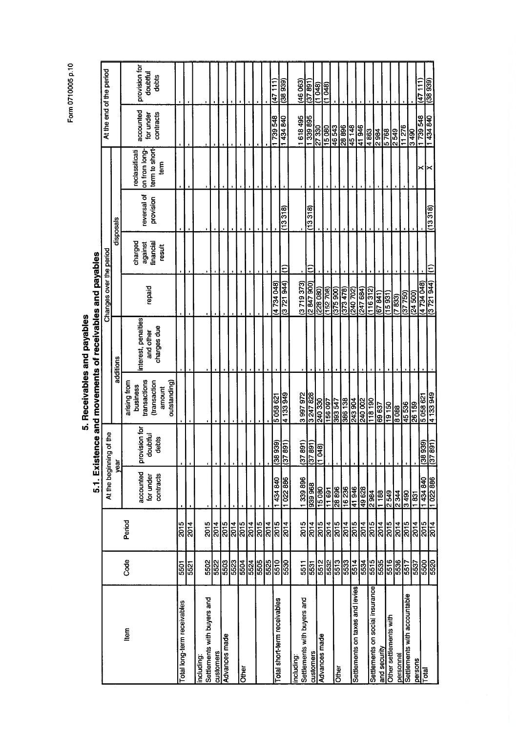# 5. Receivables and payables

## 5.1. Existence and movements of receivables and payables

| Item | Code | Period | At the beginning of the year | | Changes over the period | | | | | | At the end of the period | |
|---|---|---|---|---|---|---|---|---|---|---|---|---|
| | | | | | additions | | disposals | | | | | |
| | | | accounted for under contracts | provision for doubtful debts | arising from business transactions (transaction amount outstanding) | interest, penalties and other charges due | repaid | charged against financial result | reversal of provision | reclassification from long-term to short-term | accounted for under contracts | provision for doubtful debts |
| Total long-term receivables | 5501 | 2015 | - | - | - | - | - | - | - | - | - | - |
| | 5521 | 2014 | - | - | - | - | - | - | - | - | - | - |
| including: | | | | | | | | | | | | |
| Settlements with buyers and customers | 5502 | 2015 | - | - | - | - | - | - | - | - | - | - |
| | 5522 | 2014 | - | - | - | - | - | - | - | - | - | - |
| Advances made | 5503 | 2015 | - | - | - | - | - | - | - | - | - | - |
| | 5523 | 2014 | - | - | - | - | - | - | - | - | - | - |
| Other | 5504 | 2015 | - | - | - | - | - | - | - | - | - | - |
| | 5524 | 2014 | - | - | - | - | - | - | - | - | - | - |
| | 5505 | 2015 | - | - | - | - | - | - | - | - | - | - |
| | 5525 | 2014 | - | - | - | - | - | - | - | - | - | - |
| Total short-term receivables | 5510 | 2015 | 1 434 840 | (38 939) | 5 058 621 | - | (4 734 048) | - | - | - | 1 739 548 | (47 111) |
| | 5530 | 2014 | 1 022 886 | (37 891) | 4 133 949 | - | (3 721 944) | (1) | (13 318) | - | 1 434 840 | (38 939) |
| including: | | | | | | | | | | | | |
| Settlements with buyers and customers | 5511 | 2015 | 1 339 896 | (37 891) | 3 997 972 | - | (3 719 373) | - | - | - | 1 618 495 | (46 063) |
| | 5531 | 2014 | 939 968 | (37 891) | 3 247 828 | - | (2 847 900) | (1) | (13 318) | - | 1 339 895 | (37 891) |
| Advances made | 5512 | 2015 | 15 080 | (1 048) | 240 330 | - | (228 080) | - | - | - | 27 330 | (1 048) |
| | 5532 | 2014 | 11 691 | - | 156 097 | - | (152 708) | - | - | - | 15 080 | (1 048) |
| Other | 5513 | 2015 | 28 896 | - | 393 547 | - | (375 900) | - | - | - | 46 543 | - |
| | 5533 | 2014 | 16 236 | - | 386 138 | - | (373 478) | - | - | - | 28 896 | - |
| Settlements on taxes and levies | 5514 | 2015 | 41 946 | - | 243 904 | - | (240 702) | - | - | - | 45 148 | - |
| | 5534 | 2014 | 49 628 | - | 240 002 | - | (247 684) | - | - | - | 41 946 | - |
| Settlements on social insurance and security | 5515 | 2015 | 2 984 | - | 118 190 | - | (116 312) | - | - | - | 4 863 | - |
| | 5535 | 2014 | 1 188 | - | 69 637 | - | (67 841) | - | - | - | 2 984 | - |
| Other settlements with personnel | 5516 | 2015 | 2 549 | - | 19 150 | - | (15 931) | - | - | - | 5 768 | - |
| | 5536 | 2014 | 2 344 | - | 8 088 | - | (7 833) | - | - | - | 2 549 | - |
| Settlements with accountable persons | 5517 | 2015 | 3 490 | - | 45 536 | - | (37 750) | - | - | - | 11 276 | - |
| | 5537 | 2014 | 1 831 | - | 26 159 | - | (24 500) | - | - | - | 3 490 | - |
| Total | 5500 | 2015 | 1 434 840 | (38 939) | 5 058 621 | - | (4 734 048) | - | - | X | 1 739 548 | (47 111) |
| | 5520 | 2014 | 1 022 886 | (37 891) | 4 133 949 | - | (3 721 944) | (1) | (13 318) | X | 1 434 840 | (38 939) |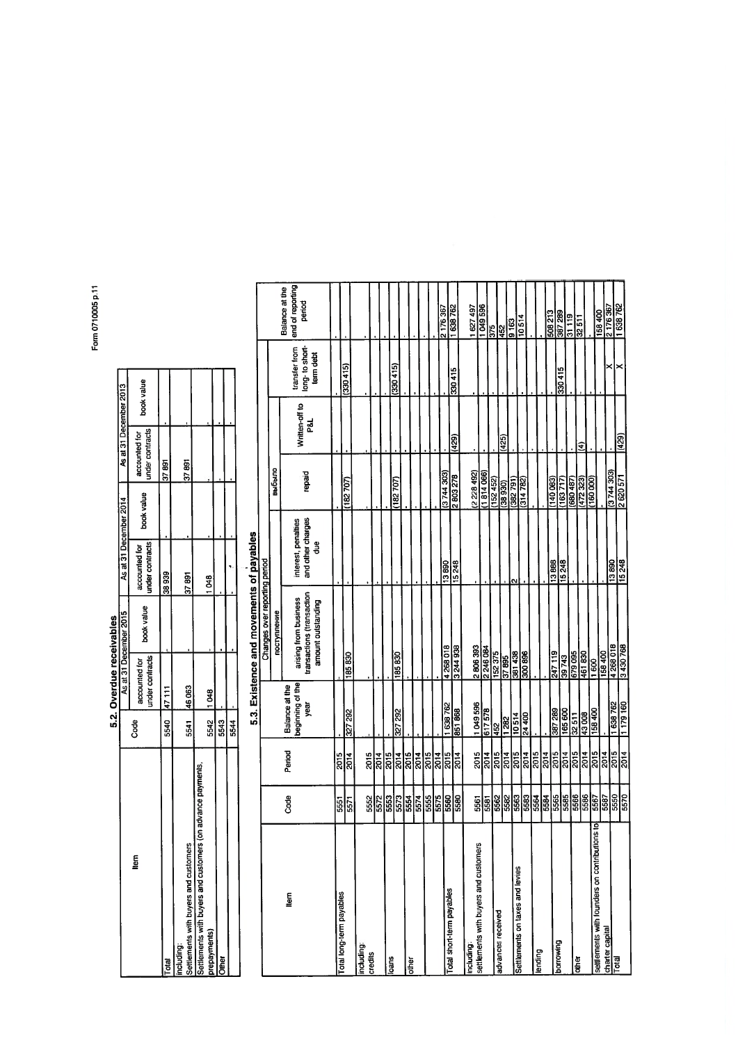## 5.2. Overdue receivables

| Item | Code | As at 31 December 2015 | | As at 31 December 2014 | | As at 31 December 2013 | |
|---|---|---|---|---|---|---|---|
| | | accounted for under contracts | book value | accounted for under contracts | book value | accounted for under contracts | book value |
| Total | 5540 | 47 111 | - | 38 939 | - | 37 891 | - |
| including: Settlements with buyers and customers | 5541 | 46 063 | - | 37 891 | - | 37 891 | - |
| Settlements with buyers and customers (on advance payments, prepayments) | 5542 | 1 048 | - | 1 048 | - | - | - |
| Other | 5543 | - | - | - | - | - | - |
| | 5544 | - | - | - | - | - | - |

## 5.3. Existence and movements of payables

| Item | Code | Period | Balance at the beginning of the year | Changes over reporting period | | | | | Balance at the end of reporting period |
|---|---|---|---|---|---|---|---|---|---|
| | | | | поступление | | выбыло | | | |
| | | | | arising from business transactions (transaction amount outstanding | interest, penalties and other charges due | repaid | Written-off to P&L | transfer from long- to short-term debt | |
| Total long-term payables | 5551 | 2015 | - | - | - | - | - | - | - |
| | 5571 | 2014 | 327 292 | 185 830 | - | (182 707) | - | (330 415) | - |
| including: credits | 5552 | 2015 | - | - | - | - | - | - | - |
| | 5572 | 2014 | - | - | - | - | - | - | - |
| loans | 5553 | 2015 | - | - | - | - | - | - | - |
| | 5573 | 2014 | 327 292 | 185 830 | - | (182 707) | - | (330 415) | - |
| other | 5554 | 2015 | - | - | - | - | - | - | - |
| | 5574 | 2014 | - | - | - | - | - | - | - |
| | 5555 | 2015 | - | - | - | - | - | - | - |
| | 5575 | 2014 | - | - | - | - | - | - | - |
| Total short-term payables | 5560 | 2015 | 1 638 762 | 4 268 018 | 13 890 | (3 744 303) | - | - | 2 176 367 |
| | 5580 | 2014 | 851 868 | 3 244 938 | 15 248 | 2 803 278 | (429) | 330 415 | 1 638 762 |
| including: settlements with buyers and customers | 5561 | 2015 | 1 049 596 | 2 806 393 | - | (2 228 492) | - | - | 1 627 497 |
| | 5581 | 2014 | 617 578 | 2 246 084 | - | (1 814 066) | - | - | 1 049 596 |
| advances received | 5562 | 2015 | 452 | 152 375 | - | (152 452) | - | - | 375 |
| | 5582 | 2014 | 1 282 | 37 895 | - | (38 930) | (425) | - | 452 |
| Settlements on taxes and levies | 5563 | 2015 | 10 514 | 381 438 | 2 | (382 791) | - | - | 9 163 |
| | 5583 | 2014 | 24 400 | 300 896 | - | (314 782) | - | - | 10 514 |
| lending | 5564 | 2015 | - | - | - | - | - | - | - |
| | 5584 | 2014 | - | - | - | - | - | - | - |
| borrowing | 5565 | 2015 | 387 289 | 247 119 | 13 888 | (140 083) | - | - | 508 213 |
| | 5585 | 2014 | 165 600 | 39 743 | 15 248 | (163 717) | - | 330 415 | 387 289 |
| other | 5566 | 2015 | 32 511 | 679 095 | - | (680 487) | - | - | 31 119 |
| | 5586 | 2014 | 43 008 | 461 830 | - | (472 323) | (4) | - | 32 511 |
| settlements with founders on contributions to charter capital | 5567 | 2015 | 158 400 | 1 600 | - | (160 000) | - | - | - |
| | 5587 | 2014 | - | 158 400 | - | - | - | - | 158 400 |
| Total | 5550 | 2015 | 1 638 762 | 4 268 018 | 13 890 | (3 744 303) | - | X | 2 176 367 |
| | 5570 | 2014 | 1 179 160 | 3 430 768 | 15 248 | 2 620 571 | (429) | X | 1 638 762 |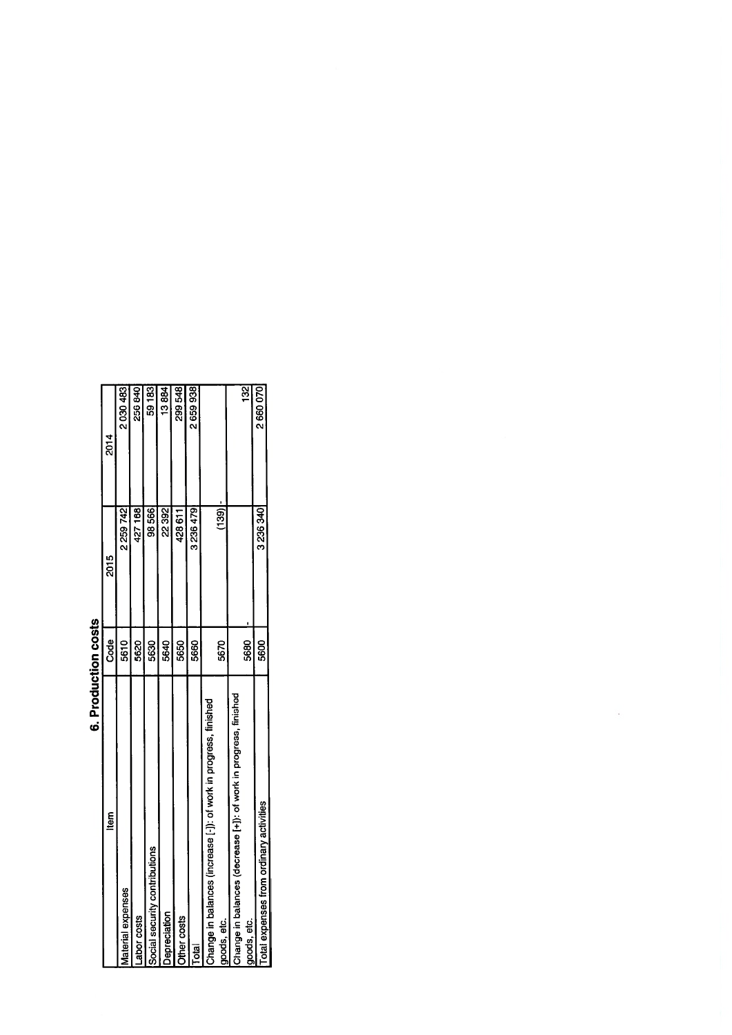## 6. Production costs

| Item | Code | 2015 | 2014 |
|---|---|---|---|
| Material expenses | 5610 | 2 259 742 | 2 030 483 |
| Labor costs | 5620 | 427 168 | 256 840 |
| Social security contributions | 5630 | 98 566 | 59 183 |
| Depreciation | 5640 | 22 392 | 13 884 |
| Other costs | 5650 | 428 611 | 299 548 |
| Total | 5660 | 3 236 479 | 2 659 938 |
| Change in balances (increase [-]): of work in progress, finished goods, etc. | 5670 | (139) | - |
| Change in balances (decrease [+]): of work in progress, finished goods, etc. | 5680 | - | 132 |
| Total expenses from ordinary activities | 5600 | 3 236 340 | 2 660 070 |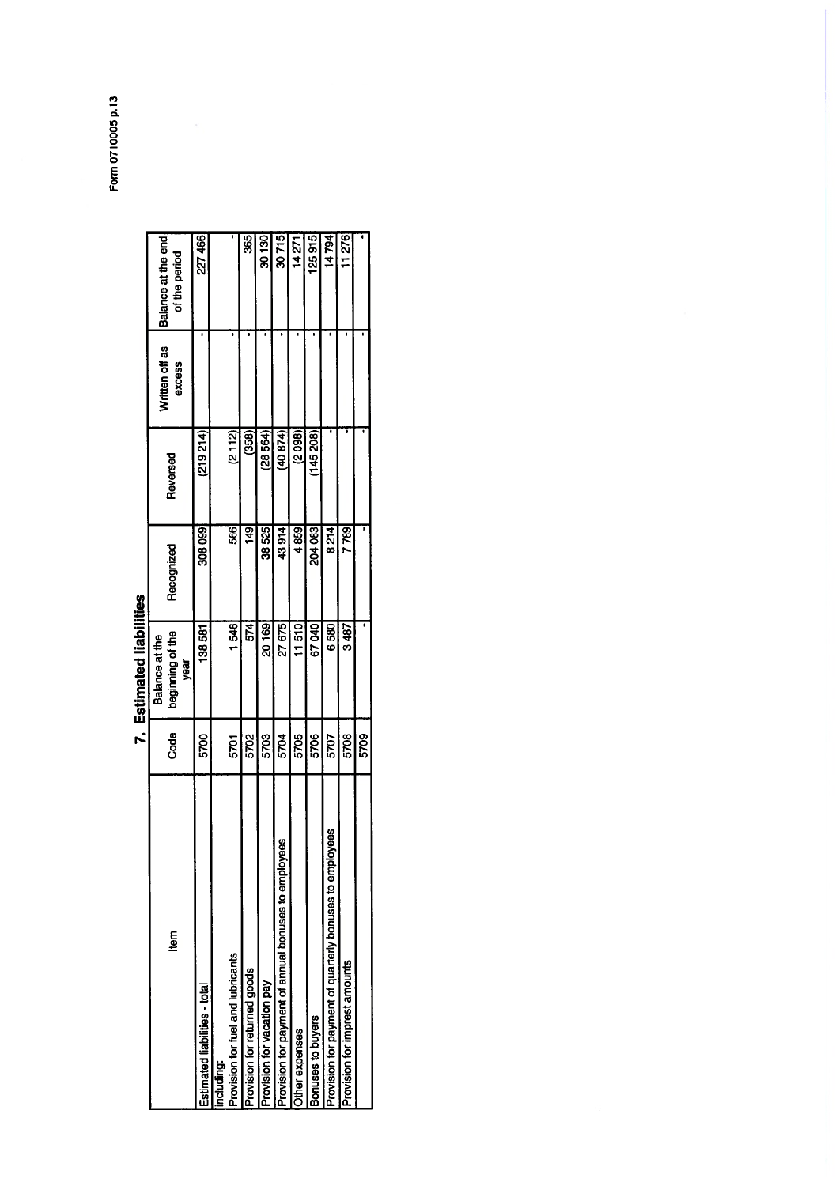Form 0710005 p.13

## 7. Estimated liabilities

| Item | Code | Balance at the beginning of the year | Recognized | Reversed | Written off as excess | Balance at the end of the period |
|---|---|---|---|---|---|---|
| Estimated liabilities - total | 5700 | 138 581 | 308 099 | (219 214) | - | 227 466 |
| including: | | | | | | |
| Provision for fuel and lubricants | 5701 | 1 546 | 566 | (2 112) | - | - |
| Provision for returned goods | 5702 | 574 | 149 | (358) | - | 365 |
| Provision for vacation pay | 5703 | 20 169 | 38 525 | (28 564) | - | 30 130 |
| Provision for payment of annual bonuses to employees | 5704 | 27 675 | 43 914 | (40 874) | - | 30 715 |
| Other expenses | 5705 | 11 510 | 4 859 | (2 098) | - | 14 271 |
| Bonuses to buyers | 5706 | 67 040 | 204 083 | (145 208) | - | 125 915 |
| Provision for payment of quarterly bonuses to employees | 5707 | 6 580 | 8 214 | - | - | 14 794 |
| Provision for imprest amounts | 5708 | 3 487 | 7 789 | - | - | 11 276 |
| | 5709 | - | - | - | - | - |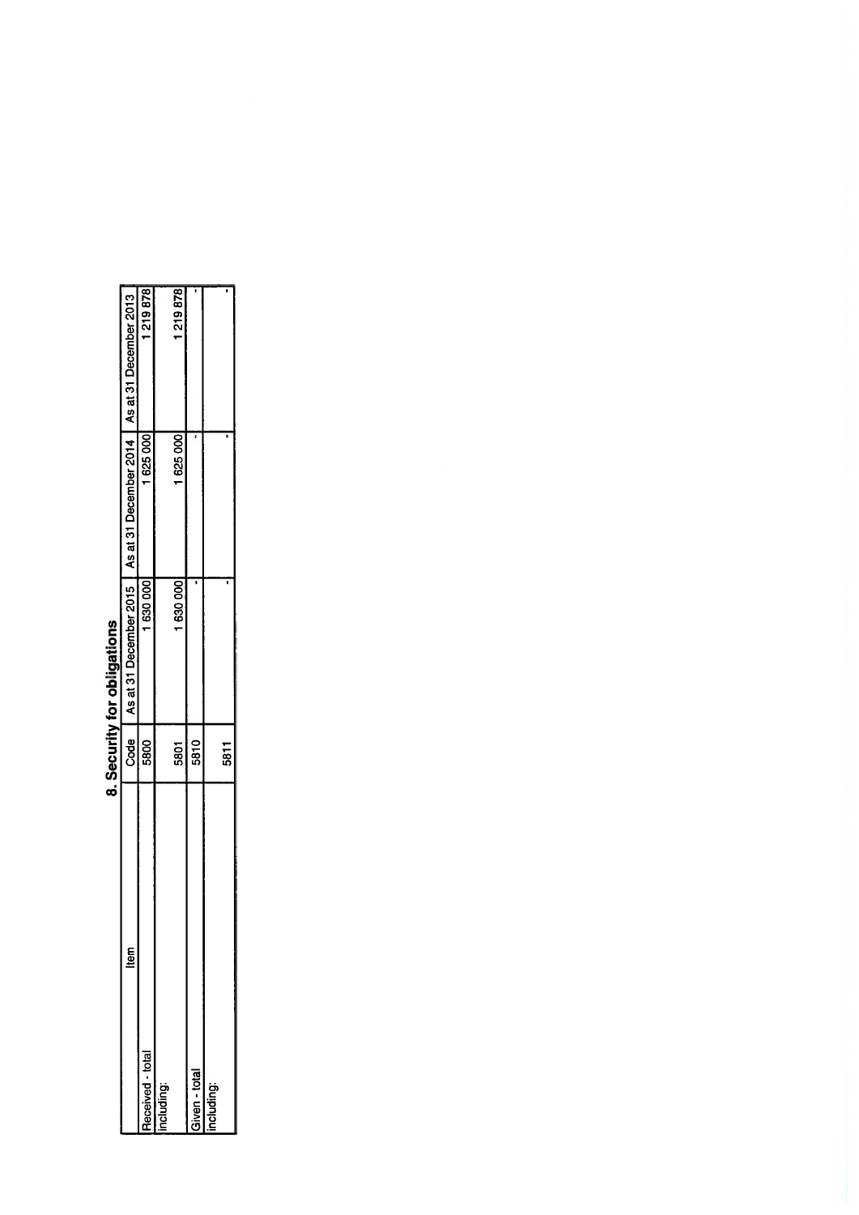## 8. Security for obligations

| Item | Code | As at 31 December 2015 | As at 31 December 2014 | As at 31 December 2013 |
|---|---|---|---|---|
| Received - total | 5800 | 1 630 000 | 1 625 000 | 1 219 878 |
| including: | 5801 | 1 630 000 | 1 625 000 | 1 219 878 |
| Given - total | 5810 | - | - | - |
| including: | 5811 | - | - | - |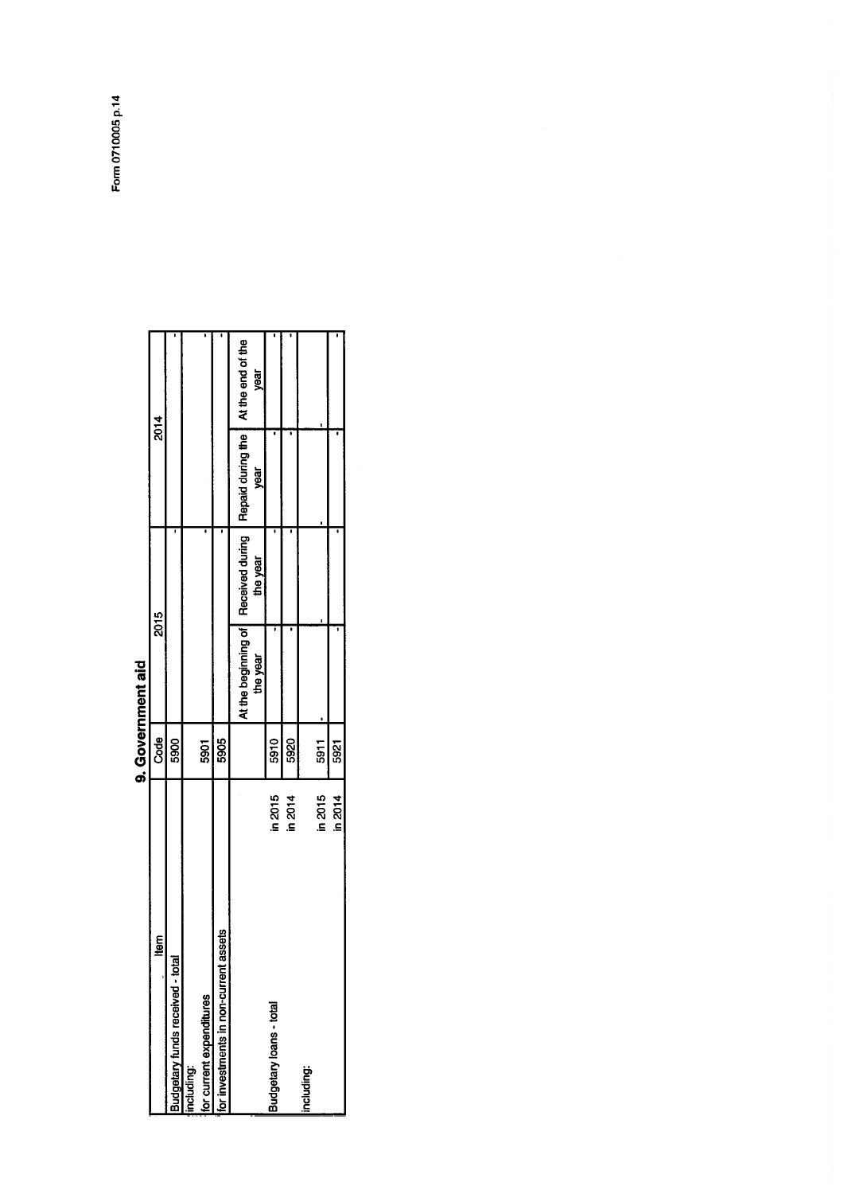## 9. Government aid

| Item | | Code | 2015 | | 2014 | |
|---|---|---|---|---|---|---|
| Budgetary funds received - total | | 5900 | | - | | - |
| including: | | | | | | |
| for current expenditures | | 5901 | | - | | - |
| for investments in non-current assets | | 5905 | | - | | - |
| | | | At the beginning of the year | Received during the year | Repaid during the year | At the end of the year |
| Budgetary loans - total | in 2015 | 5910 | - | - | - | - |
| | in 2014 | 5920 | - | - | - | - |
| including: | in 2015 | 5911 | - | - | - | - |
| | in 2014 | 5921 | - | - | - | - |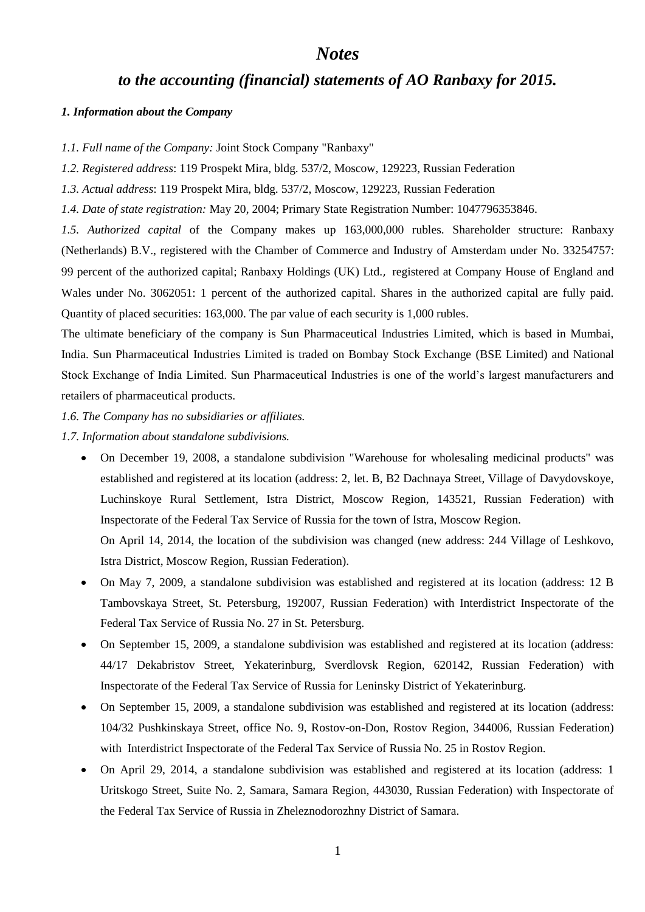# *Notes*

## *to the accounting (financial) statements of AO Ranbaxy for 2015.*

***1. Information about the Company***

*1.1. Full name of the Company:* Joint Stock Company "Ranbaxy"

*1.2. Registered address*: 119 Prospekt Mira, bldg. 537/2, Moscow, 129223, Russian Federation

*1.3. Actual address*: 119 Prospekt Mira, bldg. 537/2, Moscow, 129223, Russian Federation

*1.4. Date of state registration:* May 20, 2004; Primary State Registration Number: 1047796353846.

*1.5. Authorized capital* of the Company makes up 163,000,000 rubles. Shareholder structure: Ranbaxy (Netherlands) B.V., registered with the Chamber of Commerce and Industry of Amsterdam under No. 33254757: 99 percent of the authorized capital; Ranbaxy Holdings (UK) Ltd., registered at Company House of England and Wales under No. 3062051: 1 percent of the authorized capital. Shares in the authorized capital are fully paid. Quantity of placed securities: 163,000. The par value of each security is 1,000 rubles.

The ultimate beneficiary of the company is Sun Pharmaceutical Industries Limited, which is based in Mumbai, India. Sun Pharmaceutical Industries Limited is traded on Bombay Stock Exchange (BSE Limited) and National Stock Exchange of India Limited. Sun Pharmaceutical Industries is one of the world's largest manufacturers and retailers of pharmaceutical products.

*1.6. The Company has no subsidiaries or affiliates.*

*1.7. Information about standalone subdivisions.*

- On December 19, 2008, a standalone subdivision "Warehouse for wholesaling medicinal products" was established and registered at its location (address: 2, let. B, B2 Dachnaya Street, Village of Davydovskoye, Luchinskoye Rural Settlement, Istra District, Moscow Region, 143521, Russian Federation) with Inspectorate of the Federal Tax Service of Russia for the town of Istra, Moscow Region.

  On April 14, 2014, the location of the subdivision was changed (new address: 244 Village of Leshkovo, Istra District, Moscow Region, Russian Federation).
- On May 7, 2009, a standalone subdivision was established and registered at its location (address: 12 B Tambovskaya Street, St. Petersburg, 192007, Russian Federation) with Interdistrict Inspectorate of the Federal Tax Service of Russia No. 27 in St. Petersburg.
- On September 15, 2009, a standalone subdivision was established and registered at its location (address: 44/17 Dekabristov Street, Yekaterinburg, Sverdlovsk Region, 620142, Russian Federation) with Inspectorate of the Federal Tax Service of Russia for Leninsky District of Yekaterinburg.
- On September 15, 2009, a standalone subdivision was established and registered at its location (address: 104/32 Pushkinskaya Street, office No. 9, Rostov-on-Don, Rostov Region, 344006, Russian Federation) with Interdistrict Inspectorate of the Federal Tax Service of Russia No. 25 in Rostov Region.
- On April 29, 2014, a standalone subdivision was established and registered at its location (address: 1 Uritskogo Street, Suite No. 2, Samara, Samara Region, 443030, Russian Federation) with Inspectorate of the Federal Tax Service of Russia in Zheleznodorozhny District of Samara.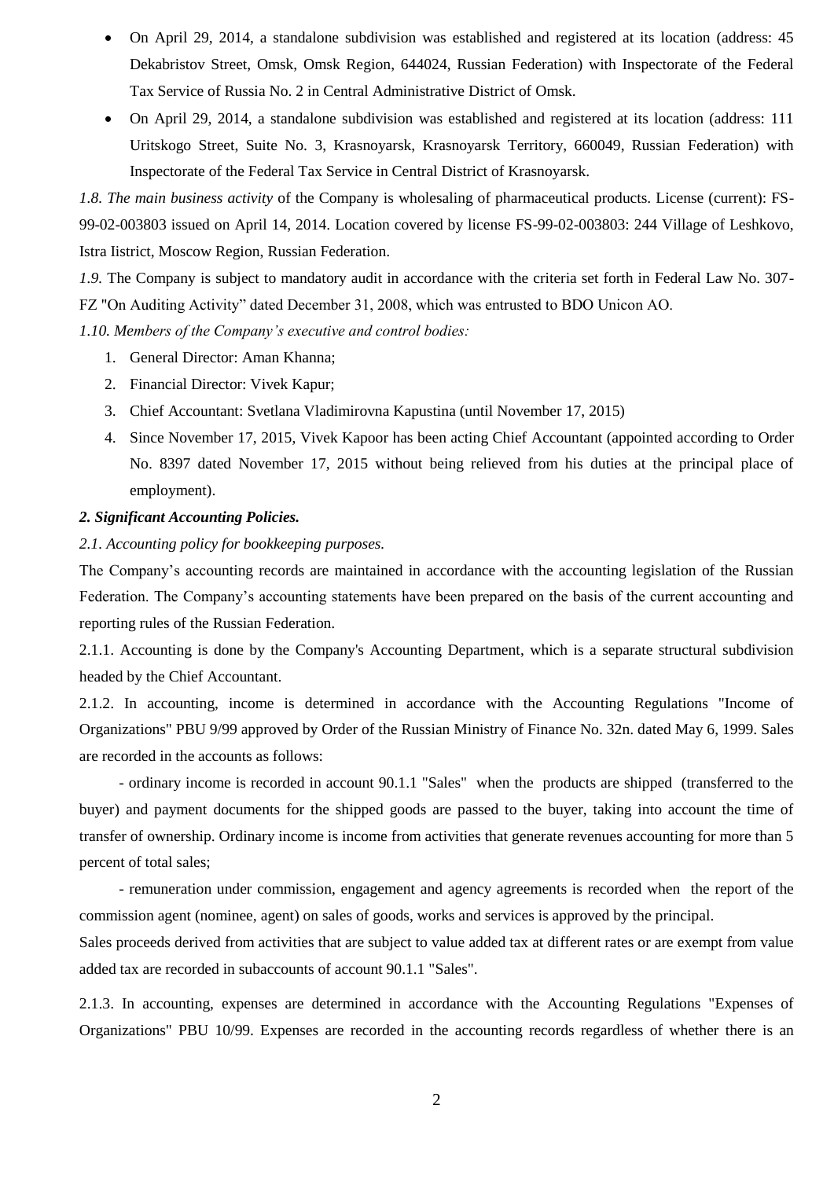- On April 29, 2014, a standalone subdivision was established and registered at its location (address: 45 Dekabristov Street, Omsk, Omsk Region, 644024, Russian Federation) with Inspectorate of the Federal Tax Service of Russia No. 2 in Central Administrative District of Omsk.
- On April 29, 2014, a standalone subdivision was established and registered at its location (address: 111 Uritskogo Street, Suite No. 3, Krasnoyarsk, Krasnoyarsk Territory, 660049, Russian Federation) with Inspectorate of the Federal Tax Service in Central District of Krasnoyarsk.

*1.8. The main business activity* of the Company is wholesaling of pharmaceutical products. License (current): FS-99-02-003803 issued on April 14, 2014. Location covered by license FS-99-02-003803: 244 Village of Leshkovo, Istra Iistrict, Moscow Region, Russian Federation.

*1.9.* The Company is subject to mandatory audit in accordance with the criteria set forth in Federal Law No. 307-FZ "On Auditing Activity" dated December 31, 2008, which was entrusted to BDO Unicon AO.

*1.10. Members of the Company's executive and control bodies:*

1. General Director: Aman Khanna;
2. Financial Director: Vivek Kapur;
3. Chief Accountant: Svetlana Vladimirovna Kapustina (until November 17, 2015)
4. Since November 17, 2015, Vivek Kapoor has been acting Chief Accountant (appointed according to Order No. 8397 dated November 17, 2015 without being relieved from his duties at the principal place of employment).

***2. Significant Accounting Policies.***

*2.1. Accounting policy for bookkeeping purposes.*

The Company's accounting records are maintained in accordance with the accounting legislation of the Russian Federation. The Company's accounting statements have been prepared on the basis of the current accounting and reporting rules of the Russian Federation.

2.1.1. Accounting is done by the Company's Accounting Department, which is a separate structural subdivision headed by the Chief Accountant.

2.1.2. In accounting, income is determined in accordance with the Accounting Regulations "Income of Organizations" PBU 9/99 approved by Order of the Russian Ministry of Finance No. 32n. dated May 6, 1999. Sales are recorded in the accounts as follows:

- ordinary income is recorded in account 90.1.1 "Sales" when the products are shipped (transferred to the buyer) and payment documents for the shipped goods are passed to the buyer, taking into account the time of transfer of ownership. Ordinary income is income from activities that generate revenues accounting for more than 5 percent of total sales;

- remuneration under commission, engagement and agency agreements is recorded when the report of the commission agent (nominee, agent) on sales of goods, works and services is approved by the principal.

Sales proceeds derived from activities that are subject to value added tax at different rates or are exempt from value added tax are recorded in subaccounts of account 90.1.1 "Sales".

2.1.3. In accounting, expenses are determined in accordance with the Accounting Regulations "Expenses of Organizations" PBU 10/99. Expenses are recorded in the accounting records regardless of whether there is an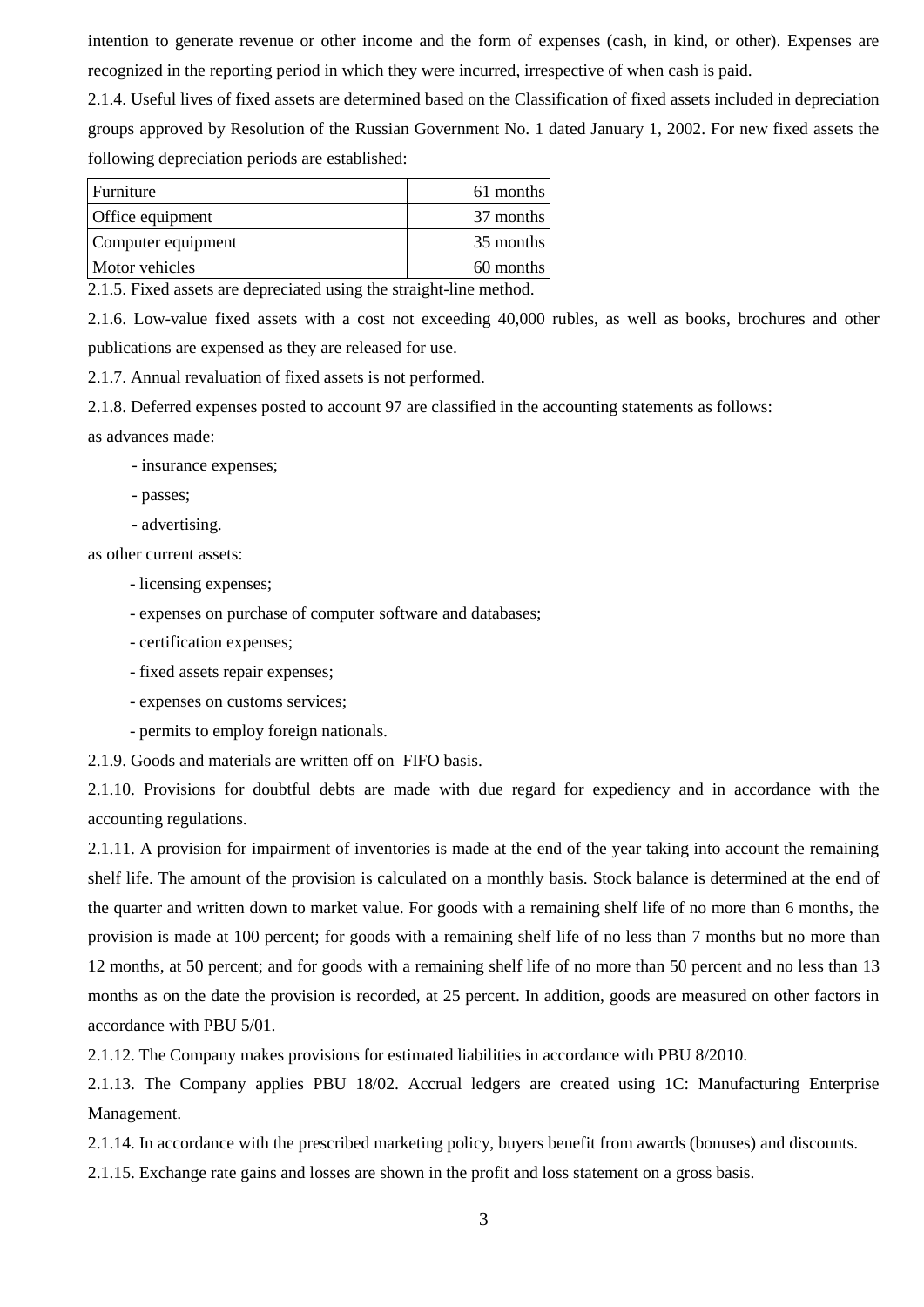intention to generate revenue or other income and the form of expenses (cash, in kind, or other). Expenses are recognized in the reporting period in which they were incurred, irrespective of when cash is paid.

2.1.4. Useful lives of fixed assets are determined based on the Classification of fixed assets included in depreciation groups approved by Resolution of the Russian Government No. 1 dated January 1, 2002. For new fixed assets the following depreciation periods are established:

| | |
|---|---|
| Furniture | 61 months |
| Office equipment | 37 months |
| Computer equipment | 35 months |
| Motor vehicles | 60 months |

2.1.5. Fixed assets are depreciated using the straight-line method.

2.1.6. Low-value fixed assets with a cost not exceeding 40,000 rubles, as well as books, brochures and other publications are expensed as they are released for use.

2.1.7. Annual revaluation of fixed assets is not performed.

2.1.8. Deferred expenses posted to account 97 are classified in the accounting statements as follows:

as advances made:

- insurance expenses;
- passes;
- advertising.

as other current assets:

- licensing expenses;
- expenses on purchase of computer software and databases;
- certification expenses;
- fixed assets repair expenses;
- expenses on customs services;
- permits to employ foreign nationals.

2.1.9. Goods and materials are written off on FIFO basis.

2.1.10. Provisions for doubtful debts are made with due regard for expediency and in accordance with the accounting regulations.

2.1.11. A provision for impairment of inventories is made at the end of the year taking into account the remaining shelf life. The amount of the provision is calculated on a monthly basis. Stock balance is determined at the end of the quarter and written down to market value. For goods with a remaining shelf life of no more than 6 months, the provision is made at 100 percent; for goods with a remaining shelf life of no less than 7 months but no more than 12 months, at 50 percent; and for goods with a remaining shelf life of no more than 50 percent and no less than 13 months as on the date the provision is recorded, at 25 percent. In addition, goods are measured on other factors in accordance with PBU 5/01.

2.1.12. The Company makes provisions for estimated liabilities in accordance with PBU 8/2010.

2.1.13. The Company applies PBU 18/02. Accrual ledgers are created using 1C: Manufacturing Enterprise Management.

2.1.14. In accordance with the prescribed marketing policy, buyers benefit from awards (bonuses) and discounts.

2.1.15. Exchange rate gains and losses are shown in the profit and loss statement on a gross basis.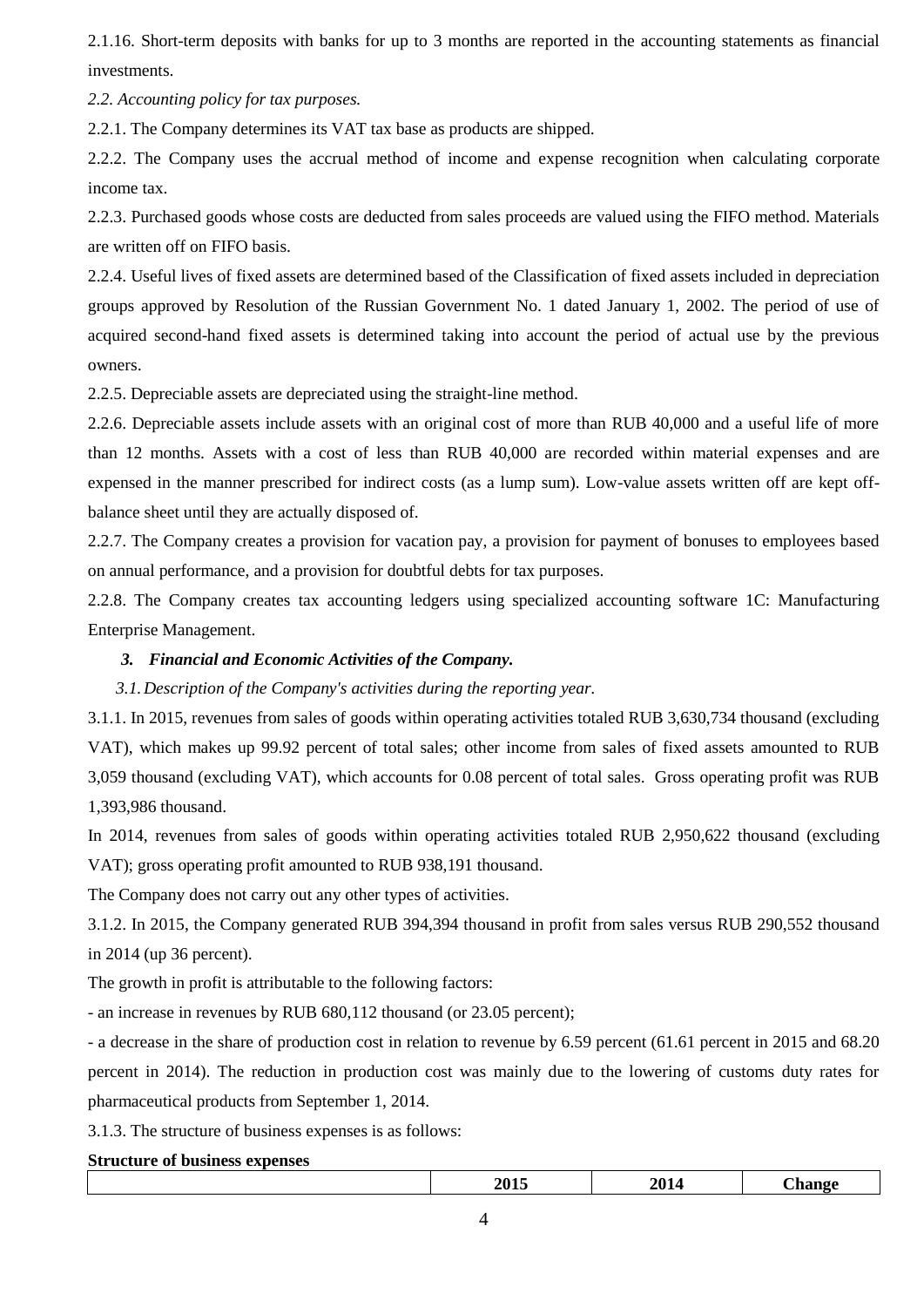2.1.16. Short-term deposits with banks for up to 3 months are reported in the accounting statements as financial investments.

*2.2. Accounting policy for tax purposes.*

2.2.1. The Company determines its VAT tax base as products are shipped.

2.2.2. The Company uses the accrual method of income and expense recognition when calculating corporate income tax.

2.2.3. Purchased goods whose costs are deducted from sales proceeds are valued using the FIFO method. Materials are written off on FIFO basis.

2.2.4. Useful lives of fixed assets are determined based of the Classification of fixed assets included in depreciation groups approved by Resolution of the Russian Government No. 1 dated January 1, 2002. The period of use of acquired second-hand fixed assets is determined taking into account the period of actual use by the previous owners.

2.2.5. Depreciable assets are depreciated using the straight-line method.

2.2.6. Depreciable assets include assets with an original cost of more than RUB 40,000 and a useful life of more than 12 months. Assets with a cost of less than RUB 40,000 are recorded within material expenses and are expensed in the manner prescribed for indirect costs (as a lump sum). Low-value assets written off are kept off-balance sheet until they are actually disposed of.

2.2.7. The Company creates a provision for vacation pay, a provision for payment of bonuses to employees based on annual performance, and a provision for doubtful debts for tax purposes.

2.2.8. The Company creates tax accounting ledgers using specialized accounting software 1C: Manufacturing Enterprise Management.

### *3. Financial and Economic Activities of the Company.*

*3.1. Description of the Company's activities during the reporting year.*

3.1.1. In 2015, revenues from sales of goods within operating activities totaled RUB 3,630,734 thousand (excluding VAT), which makes up 99.92 percent of total sales; other income from sales of fixed assets amounted to RUB 3,059 thousand (excluding VAT), which accounts for 0.08 percent of total sales. Gross operating profit was RUB 1,393,986 thousand.

In 2014, revenues from sales of goods within operating activities totaled RUB 2,950,622 thousand (excluding VAT); gross operating profit amounted to RUB 938,191 thousand.

The Company does not carry out any other types of activities.

3.1.2. In 2015, the Company generated RUB 394,394 thousand in profit from sales versus RUB 290,552 thousand in 2014 (up 36 percent).

The growth in profit is attributable to the following factors:

- an increase in revenues by RUB 680,112 thousand (or 23.05 percent);

- a decrease in the share of production cost in relation to revenue by 6.59 percent (61.61 percent in 2015 and 68.20 percent in 2014). The reduction in production cost was mainly due to the lowering of customs duty rates for pharmaceutical products from September 1, 2014.

3.1.3. The structure of business expenses is as follows:

**Structure of business expenses**

| | 2015 | 2014 | Change |
|---|---|---|---|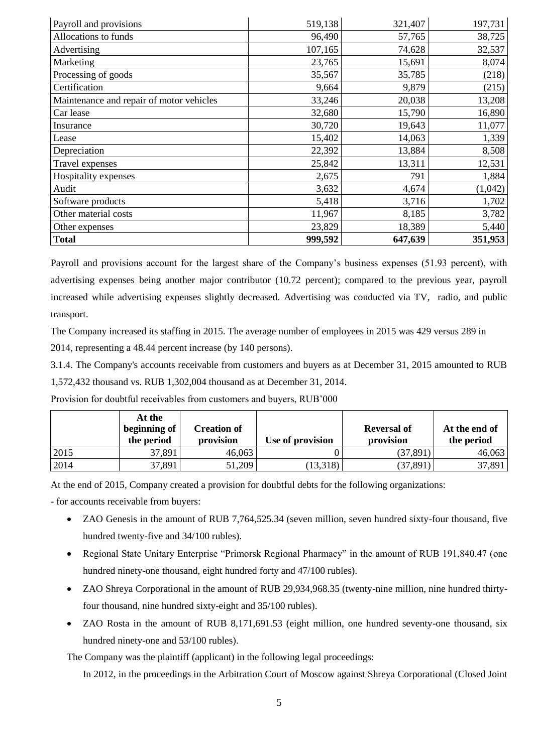| | | | |
|---|---|---|---|
| Payroll and provisions | 519,138 | 321,407 | 197,731 |
| Allocations to funds | 96,490 | 57,765 | 38,725 |
| Advertising | 107,165 | 74,628 | 32,537 |
| Marketing | 23,765 | 15,691 | 8,074 |
| Processing of goods | 35,567 | 35,785 | (218) |
| Certification | 9,664 | 9,879 | (215) |
| Maintenance and repair of motor vehicles | 33,246 | 20,038 | 13,208 |
| Car lease | 32,680 | 15,790 | 16,890 |
| Insurance | 30,720 | 19,643 | 11,077 |
| Lease | 15,402 | 14,063 | 1,339 |
| Depreciation | 22,392 | 13,884 | 8,508 |
| Travel expenses | 25,842 | 13,311 | 12,531 |
| Hospitality expenses | 2,675 | 791 | 1,884 |
| Audit | 3,632 | 4,674 | (1,042) |
| Software products | 5,418 | 3,716 | 1,702 |
| Other material costs | 11,967 | 8,185 | 3,782 |
| Other expenses | 23,829 | 18,389 | 5,440 |
| **Total** | **999,592** | **647,639** | **351,953** |

Payroll and provisions account for the largest share of the Company's business expenses (51.93 percent), with advertising expenses being another major contributor (10.72 percent); compared to the previous year, payroll increased while advertising expenses slightly decreased. Advertising was conducted via TV, radio, and public transport.

The Company increased its staffing in 2015. The average number of employees in 2015 was 429 versus 289 in 2014, representing a 48.44 percent increase (by 140 persons).

3.1.4. The Company's accounts receivable from customers and buyers as at December 31, 2015 amounted to RUB 1,572,432 thousand vs. RUB 1,302,004 thousand as at December 31, 2014.

Provision for doubtful receivables from customers and buyers, RUB'000

| | At the beginning of the period | Creation of provision | Use of provision | Reversal of provision | At the end of the period |
|---|---|---|---|---|---|
| 2015 | 37,891 | 46,063 | 0 | (37,891) | 46,063 |
| 2014 | 37,891 | 51,209 | (13,318) | (37,891) | 37,891 |

At the end of 2015, Company created a provision for doubtful debts for the following organizations:

- for accounts receivable from buyers:

- ZAO Genesis in the amount of RUB 7,764,525.34 (seven million, seven hundred sixty-four thousand, five hundred twenty-five and 34/100 rubles).
- Regional State Unitary Enterprise "Primorsk Regional Pharmacy" in the amount of RUB 191,840.47 (one hundred ninety-one thousand, eight hundred forty and 47/100 rubles).
- ZAO Shreya Corporational in the amount of RUB 29,934,968.35 (twenty-nine million, nine hundred thirty-four thousand, nine hundred sixty-eight and 35/100 rubles).
- ZAO Rosta in the amount of RUB 8,171,691.53 (eight million, one hundred seventy-one thousand, six hundred ninety-one and 53/100 rubles).

The Company was the plaintiff (applicant) in the following legal proceedings:

In 2012, in the proceedings in the Arbitration Court of Moscow against Shreya Corporational (Closed Joint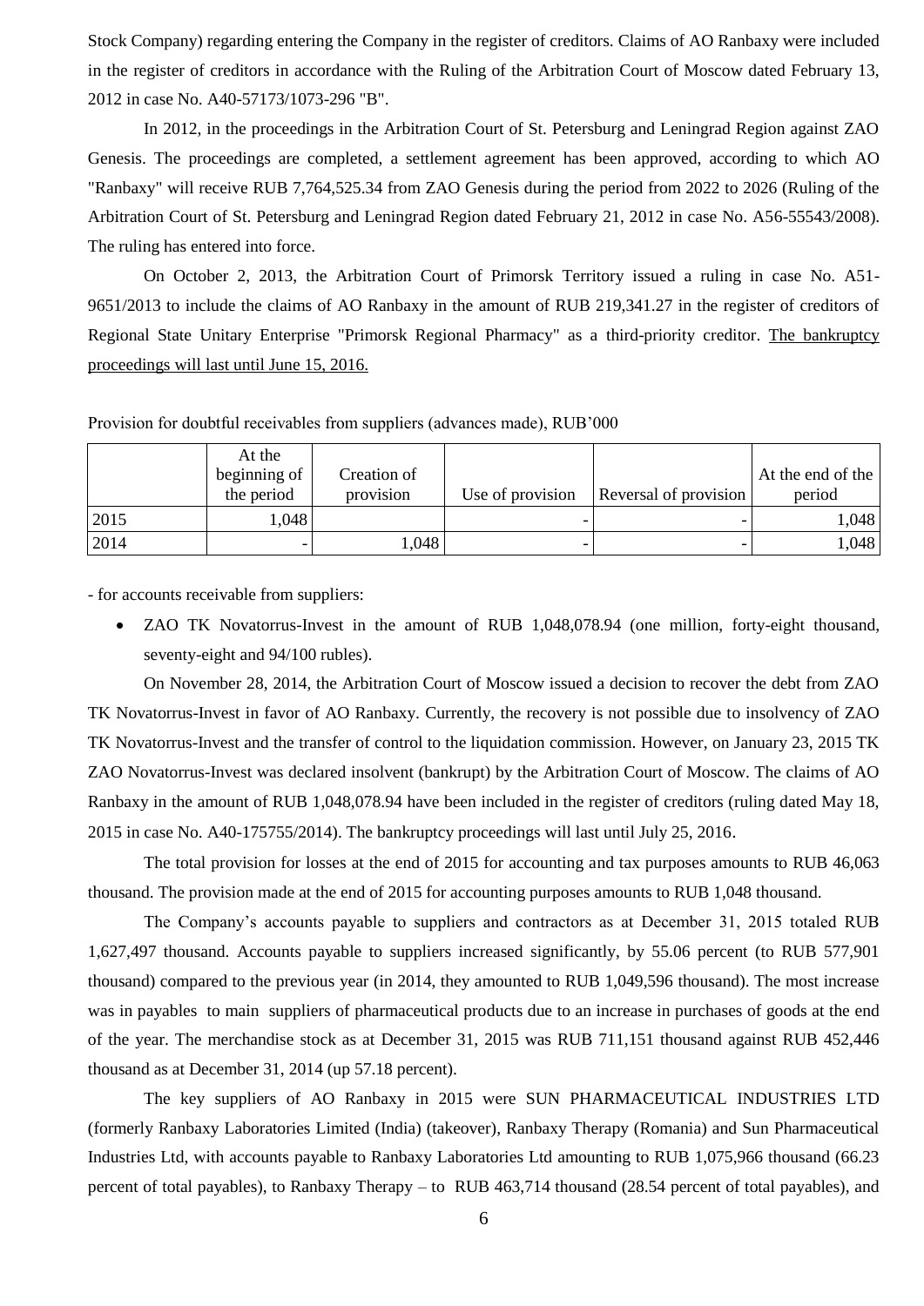Stock Company) regarding entering the Company in the register of creditors. Claims of AO Ranbaxy were included in the register of creditors in accordance with the Ruling of the Arbitration Court of Moscow dated February 13, 2012 in case No. A40-57173/1073-296 "B".

In 2012, in the proceedings in the Arbitration Court of St. Petersburg and Leningrad Region against ZAO Genesis. The proceedings are completed, a settlement agreement has been approved, according to which AO "Ranbaxy" will receive RUB 7,764,525.34 from ZAO Genesis during the period from 2022 to 2026 (Ruling of the Arbitration Court of St. Petersburg and Leningrad Region dated February 21, 2012 in case No. A56-55543/2008). The ruling has entered into force.

On October 2, 2013, the Arbitration Court of Primorsk Territory issued a ruling in case No. A51-9651/2013 to include the claims of AO Ranbaxy in the amount of RUB 219,341.27 in the register of creditors of Regional State Unitary Enterprise "Primorsk Regional Pharmacy" as a third-priority creditor. The bankruptcy proceedings will last until June 15, 2016.

Provision for doubtful receivables from suppliers (advances made), RUB'000

| | At the beginning of the period | Creation of provision | Use of provision | Reversal of provision | At the end of the period |
|---|---|---|---|---|---|
| 2015 | 1,048 | | - | - | 1,048 |
| 2014 | - | 1,048 | - | - | 1,048 |

- for accounts receivable from suppliers:

- ZAO TK Novatorrus-Invest in the amount of RUB 1,048,078.94 (one million, forty-eight thousand, seventy-eight and 94/100 rubles).

On November 28, 2014, the Arbitration Court of Moscow issued a decision to recover the debt from ZAO TK Novatorrus-Invest in favor of AO Ranbaxy. Currently, the recovery is not possible due to insolvency of ZAO TK Novatorrus-Invest and the transfer of control to the liquidation commission. However, on January 23, 2015 TK ZAO Novatorrus-Invest was declared insolvent (bankrupt) by the Arbitration Court of Moscow. The claims of AO Ranbaxy in the amount of RUB 1,048,078.94 have been included in the register of creditors (ruling dated May 18, 2015 in case No. A40-175755/2014). The bankruptcy proceedings will last until July 25, 2016.

The total provision for losses at the end of 2015 for accounting and tax purposes amounts to RUB 46,063 thousand. The provision made at the end of 2015 for accounting purposes amounts to RUB 1,048 thousand.

The Company's accounts payable to suppliers and contractors as at December 31, 2015 totaled RUB 1,627,497 thousand. Accounts payable to suppliers increased significantly, by 55.06 percent (to RUB 577,901 thousand) compared to the previous year (in 2014, they amounted to RUB 1,049,596 thousand). The most increase was in payables to main suppliers of pharmaceutical products due to an increase in purchases of goods at the end of the year. The merchandise stock as at December 31, 2015 was RUB 711,151 thousand against RUB 452,446 thousand as at December 31, 2014 (up 57.18 percent).

The key suppliers of AO Ranbaxy in 2015 were SUN PHARMACEUTICAL INDUSTRIES LTD (formerly Ranbaxy Laboratories Limited (India) (takeover), Ranbaxy Therapy (Romania) and Sun Pharmaceutical Industries Ltd, with accounts payable to Ranbaxy Laboratories Ltd amounting to RUB 1,075,966 thousand (66.23 percent of total payables), to Ranbaxy Therapy – to RUB 463,714 thousand (28.54 percent of total payables), and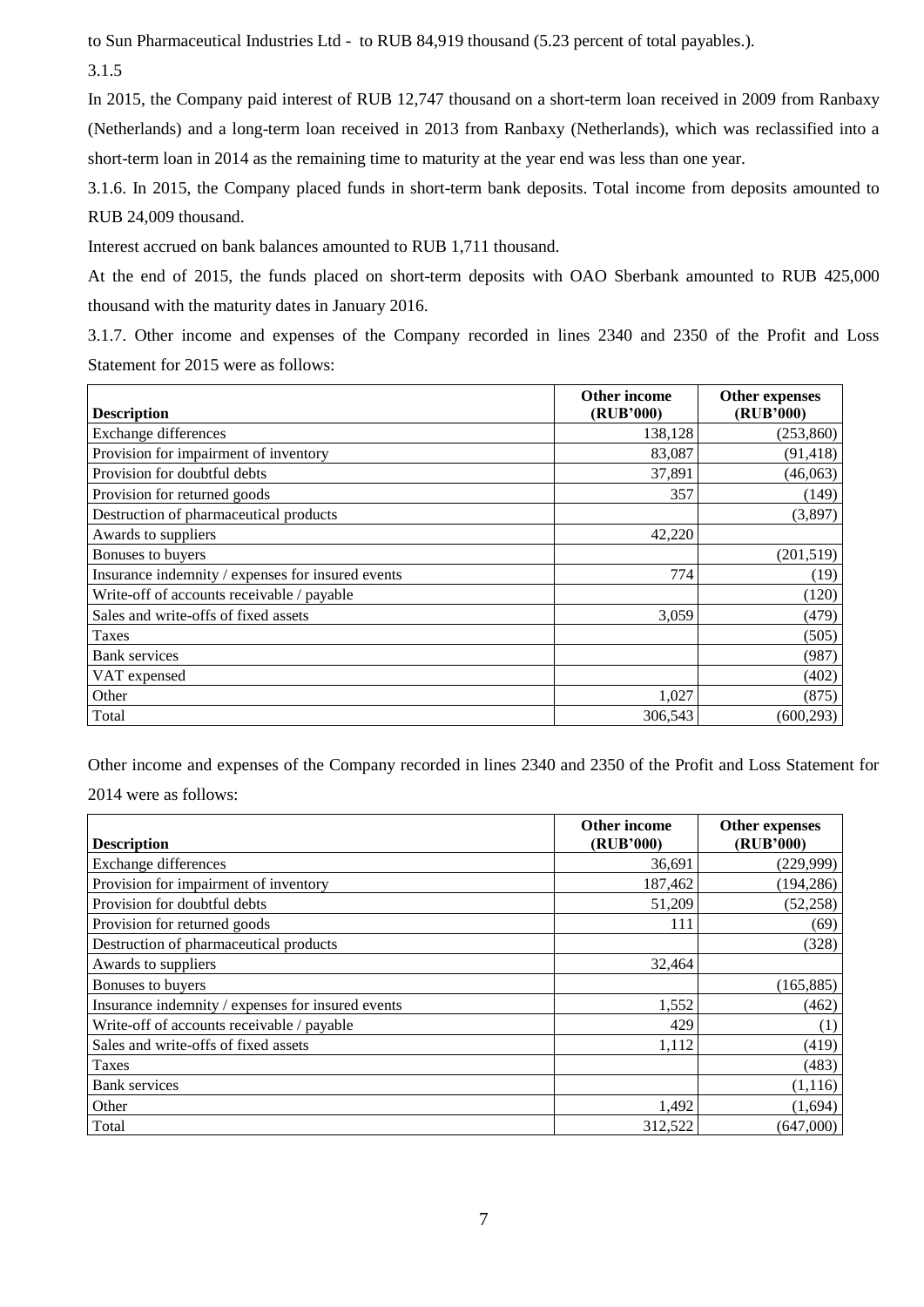to Sun Pharmaceutical Industries Ltd -  to RUB 84,919 thousand (5.23 percent of total payables.).

3.1.5

In 2015, the Company paid interest of RUB 12,747 thousand on a short-term loan received in 2009 from Ranbaxy (Netherlands) and a long-term loan received in 2013 from Ranbaxy (Netherlands), which was reclassified into a short-term loan in 2014 as the remaining time to maturity at the year end was less than one year.

3.1.6. In 2015, the Company placed funds in short-term bank deposits. Total income from deposits amounted to RUB 24,009 thousand.

Interest accrued on bank balances amounted to RUB 1,711 thousand.

At the end of 2015, the funds placed on short-term deposits with OAO Sberbank amounted to RUB 425,000 thousand with the maturity dates in January 2016.

3.1.7. Other income and expenses of the Company recorded in lines 2340 and 2350 of the Profit and Loss Statement for 2015 were as follows:

| Description | Other income (RUB'000) | Other expenses (RUB'000) |
|---|---|---|
| Exchange differences | 138,128 | (253,860) |
| Provision for impairment of inventory | 83,087 | (91,418) |
| Provision for doubtful debts | 37,891 | (46,063) |
| Provision for returned goods | 357 | (149) |
| Destruction of pharmaceutical products | | (3,897) |
| Awards to suppliers | 42,220 | |
| Bonuses to buyers | | (201,519) |
| Insurance indemnity / expenses for insured events | 774 | (19) |
| Write-off of accounts receivable / payable | | (120) |
| Sales and write-offs of fixed assets | 3,059 | (479) |
| Taxes | | (505) |
| Bank services | | (987) |
| VAT expensed | | (402) |
| Other | 1,027 | (875) |
| Total | 306,543 | (600,293) |

Other income and expenses of the Company recorded in lines 2340 and 2350 of the Profit and Loss Statement for 2014 were as follows:

| Description | Other income (RUB'000) | Other expenses (RUB'000) |
|---|---|---|
| Exchange differences | 36,691 | (229,999) |
| Provision for impairment of inventory | 187,462 | (194,286) |
| Provision for doubtful debts | 51,209 | (52,258) |
| Provision for returned goods | 111 | (69) |
| Destruction of pharmaceutical products | | (328) |
| Awards to suppliers | 32,464 | |
| Bonuses to buyers | | (165,885) |
| Insurance indemnity / expenses for insured events | 1,552 | (462) |
| Write-off of accounts receivable / payable | 429 | (1) |
| Sales and write-offs of fixed assets | 1,112 | (419) |
| Taxes | | (483) |
| Bank services | | (1,116) |
| Other | 1,492 | (1,694) |
| Total | 312,522 | (647,000) |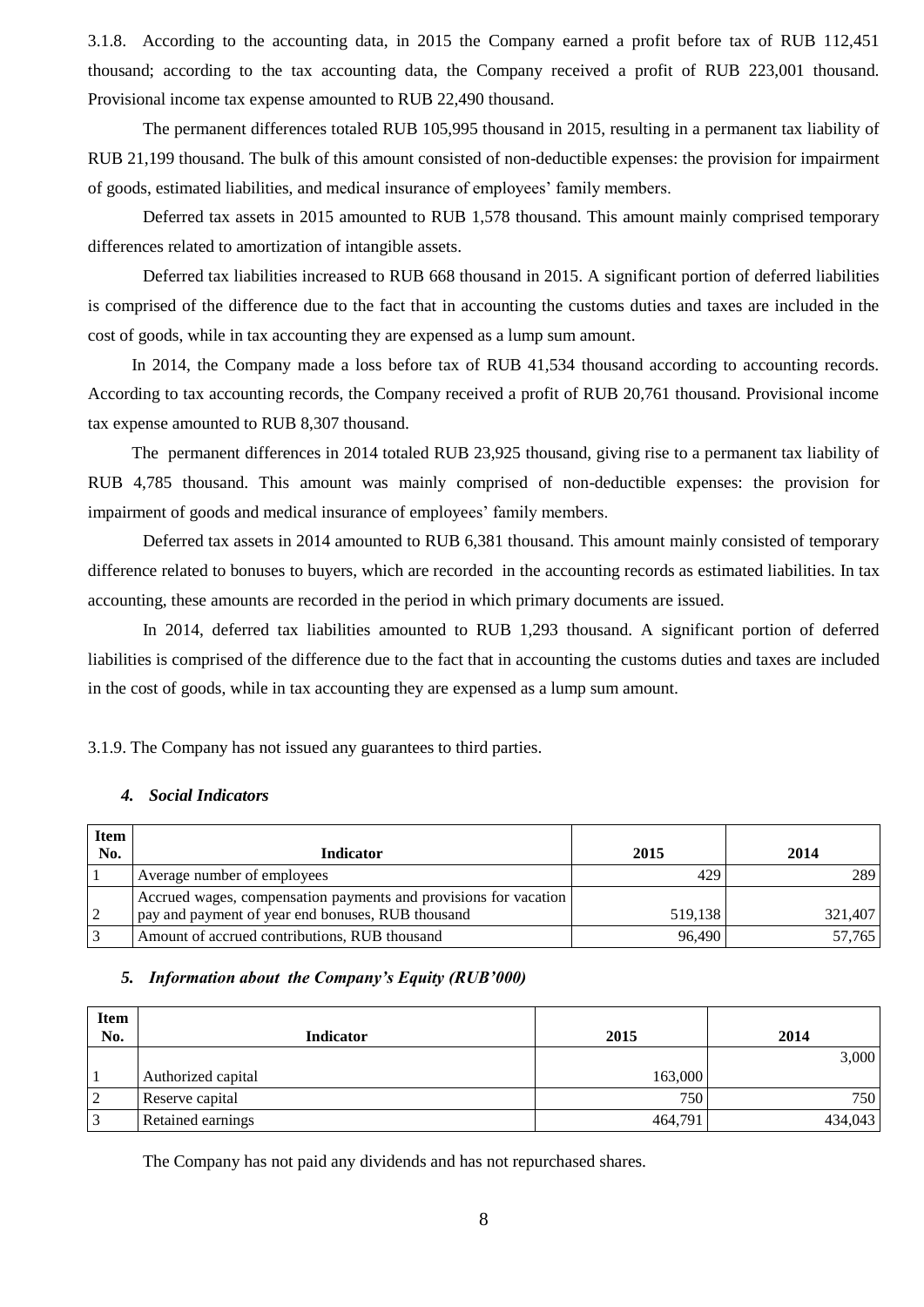3.1.8. According to the accounting data, in 2015 the Company earned a profit before tax of RUB 112,451 thousand; according to the tax accounting data, the Company received a profit of RUB 223,001 thousand. Provisional income tax expense amounted to RUB 22,490 thousand.

The permanent differences totaled RUB 105,995 thousand in 2015, resulting in a permanent tax liability of RUB 21,199 thousand. The bulk of this amount consisted of non-deductible expenses: the provision for impairment of goods, estimated liabilities, and medical insurance of employees' family members.

Deferred tax assets in 2015 amounted to RUB 1,578 thousand. This amount mainly comprised temporary differences related to amortization of intangible assets.

Deferred tax liabilities increased to RUB 668 thousand in 2015. A significant portion of deferred liabilities is comprised of the difference due to the fact that in accounting the customs duties and taxes are included in the cost of goods, while in tax accounting they are expensed as a lump sum amount.

In 2014, the Company made a loss before tax of RUB 41,534 thousand according to accounting records. According to tax accounting records, the Company received a profit of RUB 20,761 thousand. Provisional income tax expense amounted to RUB 8,307 thousand.

The permanent differences in 2014 totaled RUB 23,925 thousand, giving rise to a permanent tax liability of RUB 4,785 thousand. This amount was mainly comprised of non-deductible expenses: the provision for impairment of goods and medical insurance of employees' family members.

Deferred tax assets in 2014 amounted to RUB 6,381 thousand. This amount mainly consisted of temporary difference related to bonuses to buyers, which are recorded in the accounting records as estimated liabilities. In tax accounting, these amounts are recorded in the period in which primary documents are issued.

In 2014, deferred tax liabilities amounted to RUB 1,293 thousand. A significant portion of deferred liabilities is comprised of the difference due to the fact that in accounting the customs duties and taxes are included in the cost of goods, while in tax accounting they are expensed as a lump sum amount.

3.1.9. The Company has not issued any guarantees to third parties.

### *4. Social Indicators*

| Item No. | Indicator | 2015 | 2014 |
|---|---|---|---|
| 1 | Average number of employees | 429 | 289 |
| 2 | Accrued wages, compensation payments and provisions for vacation pay and payment of year end bonuses, RUB thousand | 519,138 | 321,407 |
| 3 | Amount of accrued contributions, RUB thousand | 96,490 | 57,765 |

### *5. Information about the Company's Equity (RUB'000)*

| Item No. | Indicator | 2015 | 2014 |
|---|---|---|---|
| 1 | Authorized capital | 163,000 | 3,000 |
| 2 | Reserve capital | 750 | 750 |
| 3 | Retained earnings | 464,791 | 434,043 |

The Company has not paid any dividends and has not repurchased shares.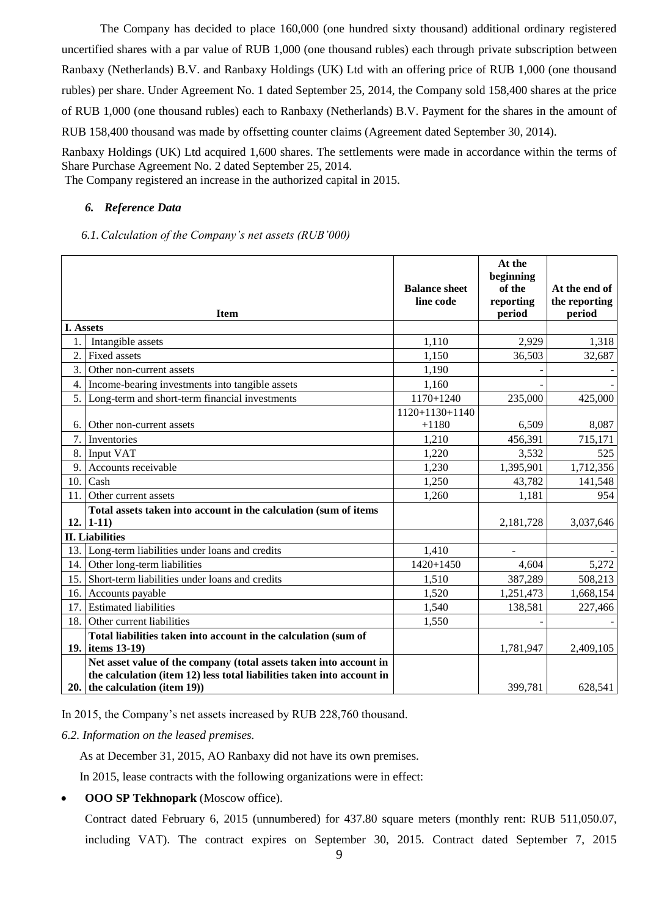The Company has decided to place 160,000 (one hundred sixty thousand) additional ordinary registered uncertified shares with a par value of RUB 1,000 (one thousand rubles) each through private subscription between Ranbaxy (Netherlands) B.V. and Ranbaxy Holdings (UK) Ltd with an offering price of RUB 1,000 (one thousand rubles) per share. Under Agreement No. 1 dated September 25, 2014, the Company sold 158,400 shares at the price of RUB 1,000 (one thousand rubles) each to Ranbaxy (Netherlands) B.V. Payment for the shares in the amount of RUB 158,400 thousand was made by offsetting counter claims (Agreement dated September 30, 2014).

Ranbaxy Holdings (UK) Ltd acquired 1,600 shares. The settlements were made in accordance within the terms of Share Purchase Agreement No. 2 dated September 25, 2014.

The Company registered an increase in the authorized capital in 2015.

### *6. Reference Data*

*6.1. Calculation of the Company's net assets (RUB'000)*

| | Item | Balance sheet line code | At the beginning of the reporting period | At the end of the reporting period |
|---|---|---|---|---|
| **I. Assets** | | | | |
| 1. | Intangible assets | 1,110 | 2,929 | 1,318 |
| 2. | Fixed assets | 1,150 | 36,503 | 32,687 |
| 3. | Other non-current assets | 1,190 | - | - |
| 4. | Income-bearing investments into tangible assets | 1,160 | - | - |
| 5. | Long-term and short-term financial investments | 1170+1240 | 235,000 | 425,000 |
| 6. | Other non-current assets | 1120+1130+1140 +1180 | 6,509 | 8,087 |
| 7. | Inventories | 1,210 | 456,391 | 715,171 |
| 8. | Input VAT | 1,220 | 3,532 | 525 |
| 9. | Accounts receivable | 1,230 | 1,395,901 | 1,712,356 |
| 10. | Cash | 1,250 | 43,782 | 141,548 |
| 11. | Other current assets | 1,260 | 1,181 | 954 |
| **12.** | **Total assets taken into account in the calculation (sum of items 1-11)** | | 2,181,728 | 3,037,646 |
| **II. Liabilities** | | | | |
| 13. | Long-term liabilities under loans and credits | 1,410 | - | - |
| 14. | Other long-term liabilities | 1420+1450 | 4,604 | 5,272 |
| 15. | Short-term liabilities under loans and credits | 1,510 | 387,289 | 508,213 |
| 16. | Accounts payable | 1,520 | 1,251,473 | 1,668,154 |
| 17. | Estimated liabilities | 1,540 | 138,581 | 227,466 |
| 18. | Other current liabilities | 1,550 | - | - |
| **19.** | **Total liabilities taken into account in the calculation (sum of items 13-19)** | | 1,781,947 | 2,409,105 |
| **20.** | **Net asset value of the company (total assets taken into account in the calculation (item 12) less total liabilities taken into account in the calculation (item 19))** | | 399,781 | 628,541 |

In 2015, the Company's net assets increased by RUB 228,760 thousand.

*6.2. Information on the leased premises.*

As at December 31, 2015, AO Ranbaxy did not have its own premises.

In 2015, lease contracts with the following organizations were in effect:

- **OOO SP Tekhnopark** (Moscow office).

  Contract dated February 6, 2015 (unnumbered) for 437.80 square meters (monthly rent: RUB 511,050.07, including VAT). The contract expires on September 30, 2015. Contract dated September 7, 2015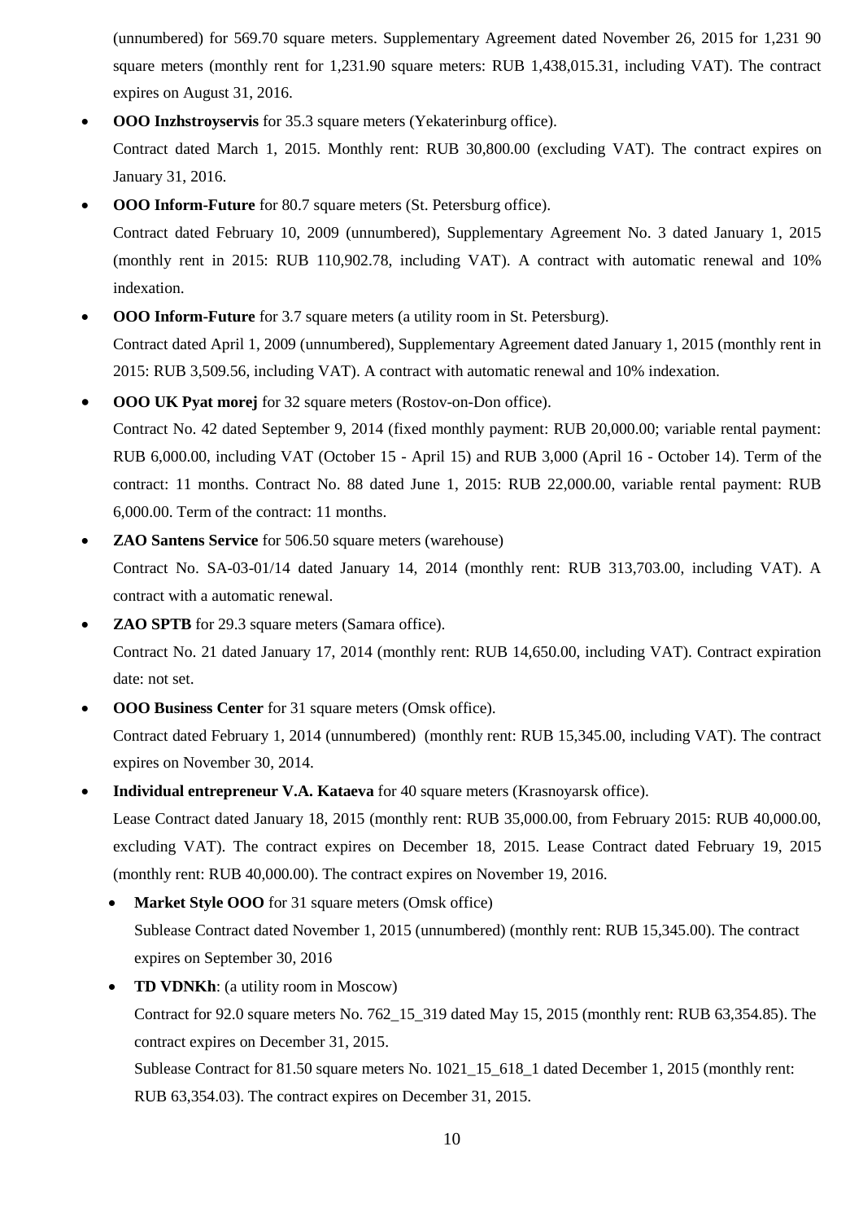(unnumbered) for 569.70 square meters. Supplementary Agreement dated November 26, 2015 for 1,231 90 square meters (monthly rent for 1,231.90 square meters: RUB 1,438,015.31, including VAT). The contract expires on August 31, 2016.

- **OOO Inzhstroyservis** for 35.3 square meters (Yekaterinburg office).
  Contract dated March 1, 2015. Monthly rent: RUB 30,800.00 (excluding VAT). The contract expires on January 31, 2016.
- **OOO Inform-Future** for 80.7 square meters (St. Petersburg office).
  Contract dated February 10, 2009 (unnumbered), Supplementary Agreement No. 3 dated January 1, 2015 (monthly rent in 2015: RUB 110,902.78, including VAT). A contract with automatic renewal and 10% indexation.
- **OOO Inform-Future** for 3.7 square meters (a utility room in St. Petersburg).
  Contract dated April 1, 2009 (unnumbered), Supplementary Agreement dated January 1, 2015 (monthly rent in 2015: RUB 3,509.56, including VAT). A contract with automatic renewal and 10% indexation.
- **OOO UK Pyat morej** for 32 square meters (Rostov-on-Don office).
  Contract No. 42 dated September 9, 2014 (fixed monthly payment: RUB 20,000.00; variable rental payment: RUB 6,000.00, including VAT (October 15 - April 15) and RUB 3,000 (April 16 - October 14). Term of the contract: 11 months. Contract No. 88 dated June 1, 2015: RUB 22,000.00, variable rental payment: RUB 6,000.00. Term of the contract: 11 months.
- **ZAO Santens Service** for 506.50 square meters (warehouse)
  Contract No. SA-03-01/14 dated January 14, 2014 (monthly rent: RUB 313,703.00, including VAT). A contract with a automatic renewal.
- **ZAO SPTB** for 29.3 square meters (Samara office).
  Contract No. 21 dated January 17, 2014 (monthly rent: RUB 14,650.00, including VAT). Contract expiration date: not set.
- **OOO Business Center** for 31 square meters (Omsk office).
  Contract dated February 1, 2014 (unnumbered) (monthly rent: RUB 15,345.00, including VAT). The contract expires on November 30, 2014.
- **Individual entrepreneur V.A. Kataeva** for 40 square meters (Krasnoyarsk office).
  Lease Contract dated January 18, 2015 (monthly rent: RUB 35,000.00, from February 2015: RUB 40,000.00, excluding VAT). The contract expires on December 18, 2015. Lease Contract dated February 19, 2015 (monthly rent: RUB 40,000.00). The contract expires on November 19, 2016.
  - **Market Style OOO** for 31 square meters (Omsk office)
    Sublease Contract dated November 1, 2015 (unnumbered) (monthly rent: RUB 15,345.00). The contract expires on September 30, 2016
  - **TD VDNKh**: (a utility room in Moscow)
    Contract for 92.0 square meters No. 762_15_319 dated May 15, 2015 (monthly rent: RUB 63,354.85). The contract expires on December 31, 2015.
    Sublease Contract for 81.50 square meters No. 1021_15_618_1 dated December 1, 2015 (monthly rent: RUB 63,354.03). The contract expires on December 31, 2015.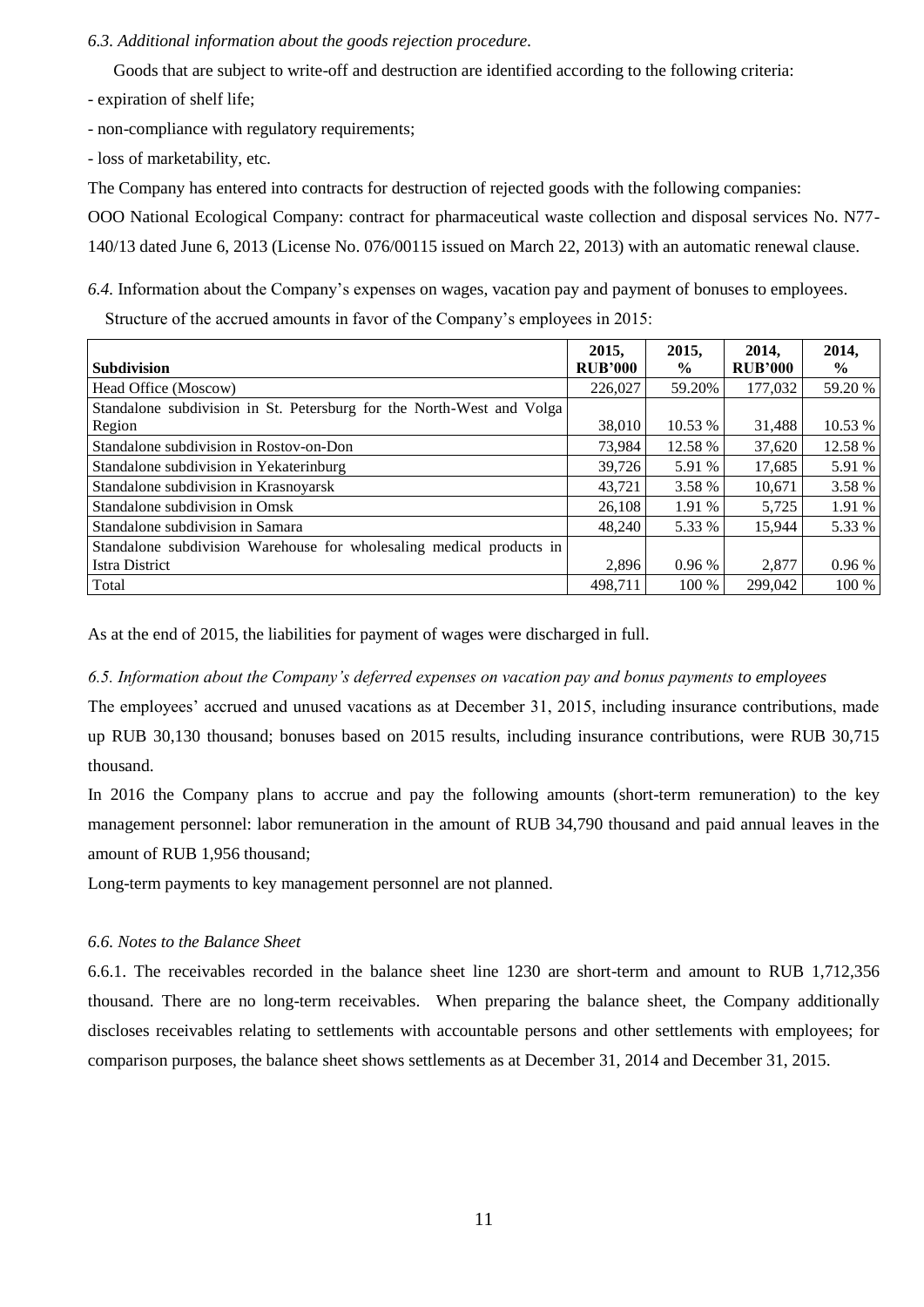*6.3. Additional information about the goods rejection procedure.*

Goods that are subject to write-off and destruction are identified according to the following criteria:

- expiration of shelf life;
- non-compliance with regulatory requirements;
- loss of marketability, etc.

The Company has entered into contracts for destruction of rejected goods with the following companies:

OOO National Ecological Company: contract for pharmaceutical waste collection and disposal services No. N77-140/13 dated June 6, 2013 (License No. 076/00115 issued on March 22, 2013) with an automatic renewal clause.

*6.4.* Information about the Company's expenses on wages, vacation pay and payment of bonuses to employees.

Structure of the accrued amounts in favor of the Company's employees in 2015:

| Subdivision | 2015, RUB'000 | 2015, % | 2014, RUB'000 | 2014, % |
|---|---|---|---|---|
| Head Office (Moscow) | 226,027 | 59.20% | 177,032 | 59.20 % |
| Standalone subdivision in St. Petersburg for the North-West and Volga Region | 38,010 | 10.53 % | 31,488 | 10.53 % |
| Standalone subdivision in Rostov-on-Don | 73,984 | 12.58 % | 37,620 | 12.58 % |
| Standalone subdivision in Yekaterinburg | 39,726 | 5.91 % | 17,685 | 5.91 % |
| Standalone subdivision in Krasnoyarsk | 43,721 | 3.58 % | 10,671 | 3.58 % |
| Standalone subdivision in Omsk | 26,108 | 1.91 % | 5,725 | 1.91 % |
| Standalone subdivision in Samara | 48,240 | 5.33 % | 15,944 | 5.33 % |
| Standalone subdivision Warehouse for wholesaling medical products in Istra District | 2,896 | 0.96 % | 2,877 | 0.96 % |
| Total | 498,711 | 100 % | 299,042 | 100 % |

As at the end of 2015, the liabilities for payment of wages were discharged in full.

*6.5. Information about the Company's deferred expenses on vacation pay and bonus payments to employees*

The employees' accrued and unused vacations as at December 31, 2015, including insurance contributions, made up RUB 30,130 thousand; bonuses based on 2015 results, including insurance contributions, were RUB 30,715 thousand.

In 2016 the Company plans to accrue and pay the following amounts (short-term remuneration) to the key management personnel: labor remuneration in the amount of RUB 34,790 thousand and paid annual leaves in the amount of RUB 1,956 thousand;

Long-term payments to key management personnel are not planned.

*6.6. Notes to the Balance Sheet*

6.6.1. The receivables recorded in the balance sheet line 1230 are short-term and amount to RUB 1,712,356 thousand. There are no long-term receivables. When preparing the balance sheet, the Company additionally discloses receivables relating to settlements with accountable persons and other settlements with employees; for comparison purposes, the balance sheet shows settlements as at December 31, 2014 and December 31, 2015.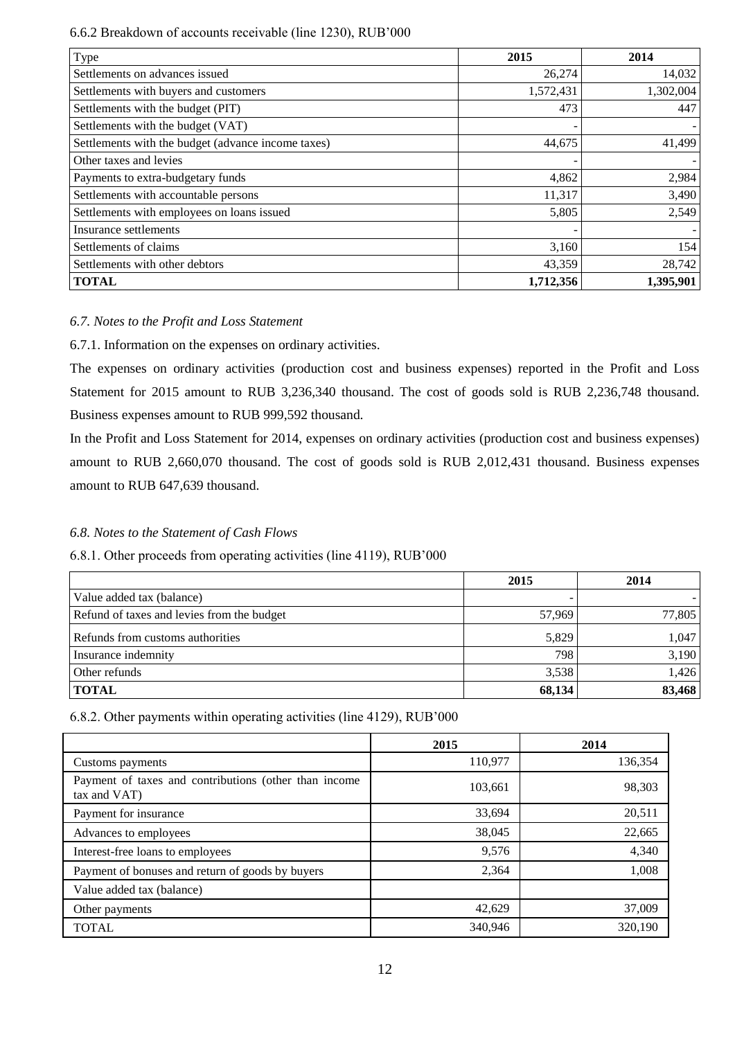6.6.2 Breakdown of accounts receivable (line 1230), RUB'000

| Type | 2015 | 2014 |
|---|---|---|
| Settlements on advances issued | 26,274 | 14,032 |
| Settlements with buyers and customers | 1,572,431 | 1,302,004 |
| Settlements with the budget (PIT) | 473 | 447 |
| Settlements with the budget (VAT) | - | - |
| Settlements with the budget (advance income taxes) | 44,675 | 41,499 |
| Other taxes and levies | - | - |
| Payments to extra-budgetary funds | 4,862 | 2,984 |
| Settlements with accountable persons | 11,317 | 3,490 |
| Settlements with employees on loans issued | 5,805 | 2,549 |
| Insurance settlements | - | - |
| Settlements of claims | 3,160 | 154 |
| Settlements with other debtors | 43,359 | 28,742 |
| **TOTAL** | **1,712,356** | **1,395,901** |

*6.7. Notes to the Profit and Loss Statement*

6.7.1. Information on the expenses on ordinary activities.

The expenses on ordinary activities (production cost and business expenses) reported in the Profit and Loss Statement for 2015 amount to RUB 3,236,340 thousand. The cost of goods sold is RUB 2,236,748 thousand. Business expenses amount to RUB 999,592 thousand.

In the Profit and Loss Statement for 2014, expenses on ordinary activities (production cost and business expenses) amount to RUB 2,660,070 thousand. The cost of goods sold is RUB 2,012,431 thousand. Business expenses amount to RUB 647,639 thousand.

*6.8. Notes to the Statement of Cash Flows*

6.8.1. Other proceeds from operating activities (line 4119), RUB'000

| | 2015 | 2014 |
|---|---|---|
| Value added tax (balance) | - | - |
| Refund of taxes and levies from the budget | 57,969 | 77,805 |
| Refunds from customs authorities | 5,829 | 1,047 |
| Insurance indemnity | 798 | 3,190 |
| Other refunds | 3,538 | 1,426 |
| **TOTAL** | **68,134** | **83,468** |

6.8.2. Other payments within operating activities (line 4129), RUB'000

| | 2015 | 2014 |
|---|---|---|
| Customs payments | 110,977 | 136,354 |
| Payment of taxes and contributions (other than income tax and VAT) | 103,661 | 98,303 |
| Payment for insurance | 33,694 | 20,511 |
| Advances to employees | 38,045 | 22,665 |
| Interest-free loans to employees | 9,576 | 4,340 |
| Payment of bonuses and return of goods by buyers | 2,364 | 1,008 |
| Value added tax (balance) | | |
| Other payments | 42,629 | 37,009 |
| TOTAL | 340,946 | 320,190 |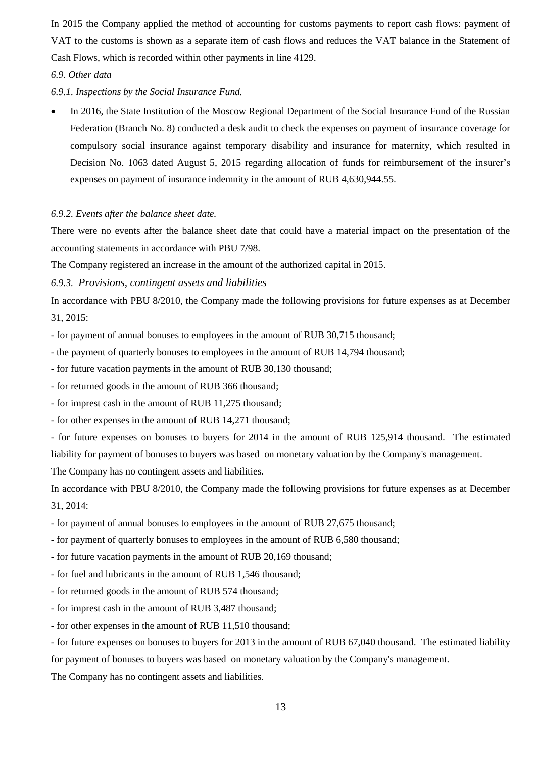In 2015 the Company applied the method of accounting for customs payments to report cash flows: payment of VAT to the customs is shown as a separate item of cash flows and reduces the VAT balance in the Statement of Cash Flows, which is recorded within other payments in line 4129.

*6.9. Other data*

*6.9.1. Inspections by the Social Insurance Fund.*

- In 2016, the State Institution of the Moscow Regional Department of the Social Insurance Fund of the Russian Federation (Branch No. 8) conducted a desk audit to check the expenses on payment of insurance coverage for compulsory social insurance against temporary disability and insurance for maternity, which resulted in Decision No. 1063 dated August 5, 2015 regarding allocation of funds for reimbursement of the insurer's expenses on payment of insurance indemnity in the amount of RUB 4,630,944.55.

*6.9.2. Events after the balance sheet date.*

There were no events after the balance sheet date that could have a material impact on the presentation of the accounting statements in accordance with PBU 7/98.

The Company registered an increase in the amount of the authorized capital in 2015.

*6.9.3. Provisions, contingent assets and liabilities*

In accordance with PBU 8/2010, the Company made the following provisions for future expenses as at December 31, 2015:

- for payment of annual bonuses to employees in the amount of RUB 30,715 thousand;
- the payment of quarterly bonuses to employees in the amount of RUB 14,794 thousand;
- for future vacation payments in the amount of RUB 30,130 thousand;
- for returned goods in the amount of RUB 366 thousand;
- for imprest cash in the amount of RUB 11,275 thousand;
- for other expenses in the amount of RUB 14,271 thousand;
- for future expenses on bonuses to buyers for 2014 in the amount of RUB 125,914 thousand. The estimated liability for payment of bonuses to buyers was based on monetary valuation by the Company's management.

The Company has no contingent assets and liabilities.

In accordance with PBU 8/2010, the Company made the following provisions for future expenses as at December 31, 2014:

- for payment of annual bonuses to employees in the amount of RUB 27,675 thousand;
- for payment of quarterly bonuses to employees in the amount of RUB 6,580 thousand;
- for future vacation payments in the amount of RUB 20,169 thousand;
- for fuel and lubricants in the amount of RUB 1,546 thousand;
- for returned goods in the amount of RUB 574 thousand;
- for imprest cash in the amount of RUB 3,487 thousand;
- for other expenses in the amount of RUB 11,510 thousand;
- for future expenses on bonuses to buyers for 2013 in the amount of RUB 67,040 thousand. The estimated liability for payment of bonuses to buyers was based on monetary valuation by the Company's management.

The Company has no contingent assets and liabilities.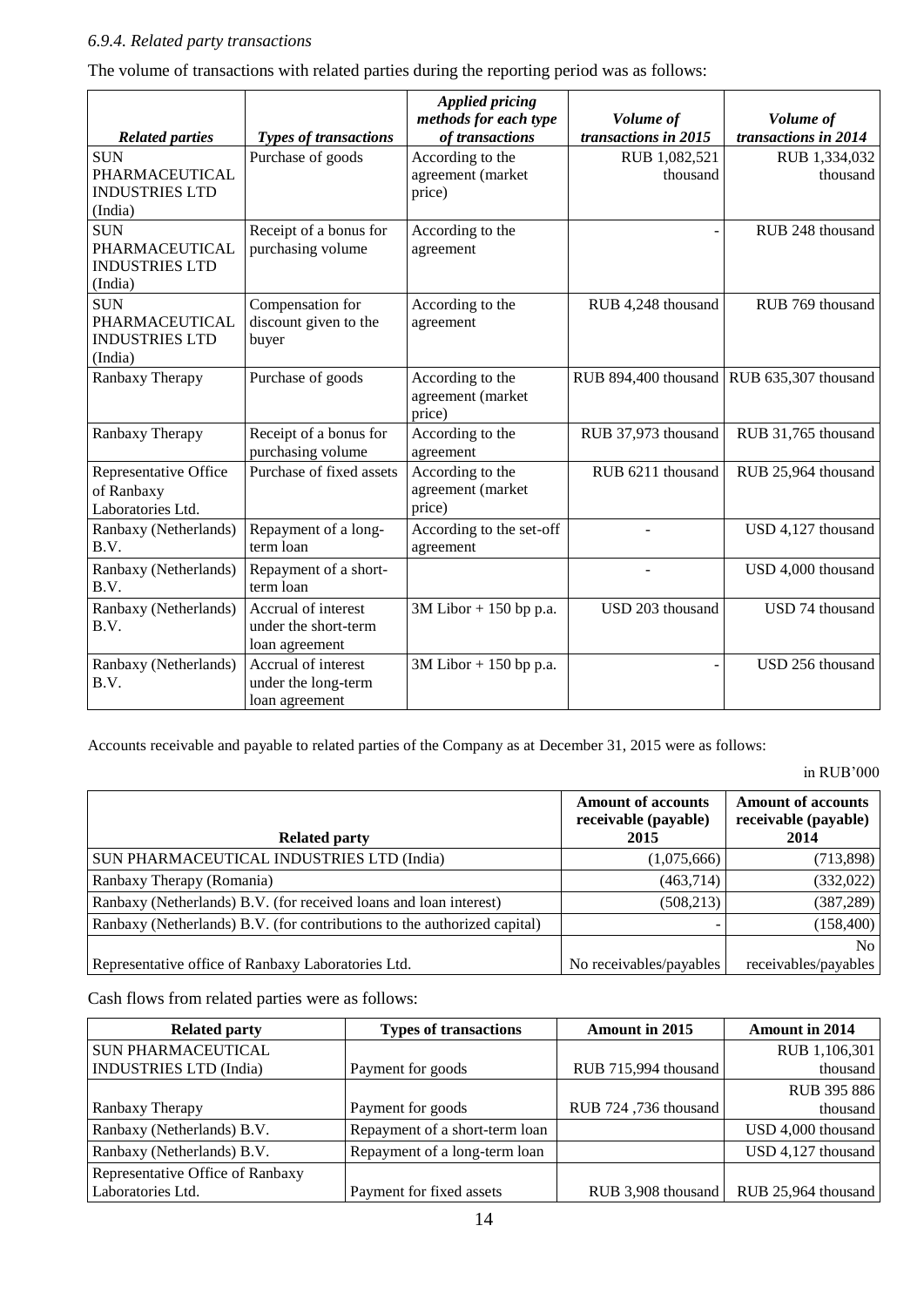*6.9.4. Related party transactions*

The volume of transactions with related parties during the reporting period was as follows:

| ***Related parties*** | ***Types of transactions*** | ***Applied pricing methods for each type of transactions*** | ***Volume of transactions in 2015*** | ***Volume of transactions in 2014*** |
|---|---|---|---|---|
| SUN PHARMACEUTICAL INDUSTRIES LTD (India) | Purchase of goods | According to the agreement (market price) | RUB 1,082,521 thousand | RUB 1,334,032 thousand |
| SUN PHARMACEUTICAL INDUSTRIES LTD (India) | Receipt of a bonus for purchasing volume | According to the agreement | - | RUB 248 thousand |
| SUN PHARMACEUTICAL INDUSTRIES LTD (India) | Compensation for discount given to the buyer | According to the agreement | RUB 4,248 thousand | RUB 769 thousand |
| Ranbaxy Therapy | Purchase of goods | According to the agreement (market price) | RUB 894,400 thousand | RUB 635,307 thousand |
| Ranbaxy Therapy | Receipt of a bonus for purchasing volume | According to the agreement | RUB 37,973 thousand | RUB 31,765 thousand |
| Representative Office of Ranbaxy Laboratories Ltd. | Purchase of fixed assets | According to the agreement (market price) | RUB 6211 thousand | RUB 25,964 thousand |
| Ranbaxy (Netherlands) B.V. | Repayment of a long-term loan | According to the set-off agreement | - | USD 4,127 thousand |
| Ranbaxy (Netherlands) B.V. | Repayment of a short-term loan | | - | USD 4,000 thousand |
| Ranbaxy (Netherlands) B.V. | Accrual of interest under the short-term loan agreement | 3M Libor + 150 bp p.a. | USD 203 thousand | USD 74 thousand |
| Ranbaxy (Netherlands) B.V. | Accrual of interest under the long-term loan agreement | 3M Libor + 150 bp p.a. | - | USD 256 thousand |

Accounts receivable and payable to related parties of the Company as at December 31, 2015 were as follows:

in RUB'000

| **Related party** | **Amount of accounts receivable (payable) 2015** | **Amount of accounts receivable (payable) 2014** |
|---|---|---|
| SUN PHARMACEUTICAL INDUSTRIES LTD (India) | (1,075,666) | (713,898) |
| Ranbaxy Therapy (Romania) | (463,714) | (332,022) |
| Ranbaxy (Netherlands) B.V. (for received loans and loan interest) | (508,213) | (387,289) |
| Ranbaxy (Netherlands) B.V. (for contributions to the authorized capital) | - | (158,400) |
| Representative office of Ranbaxy Laboratories Ltd. | No receivables/payables | No receivables/payables |

Cash flows from related parties were as follows:

| **Related party** | **Types of transactions** | **Amount in 2015** | **Amount in 2014** |
|---|---|---|---|
| SUN PHARMACEUTICAL INDUSTRIES LTD (India) | Payment for goods | RUB 715,994 thousand | RUB 1,106,301 thousand |
| Ranbaxy Therapy | Payment for goods | RUB 724 ,736 thousand | RUB 395 886 thousand |
| Ranbaxy (Netherlands) B.V. | Repayment of a short-term loan | | USD 4,000 thousand |
| Ranbaxy (Netherlands) B.V. | Repayment of a long-term loan | | USD 4,127 thousand |
| Representative Office of Ranbaxy Laboratories Ltd. | Payment for fixed assets | RUB 3,908 thousand | RUB 25,964 thousand |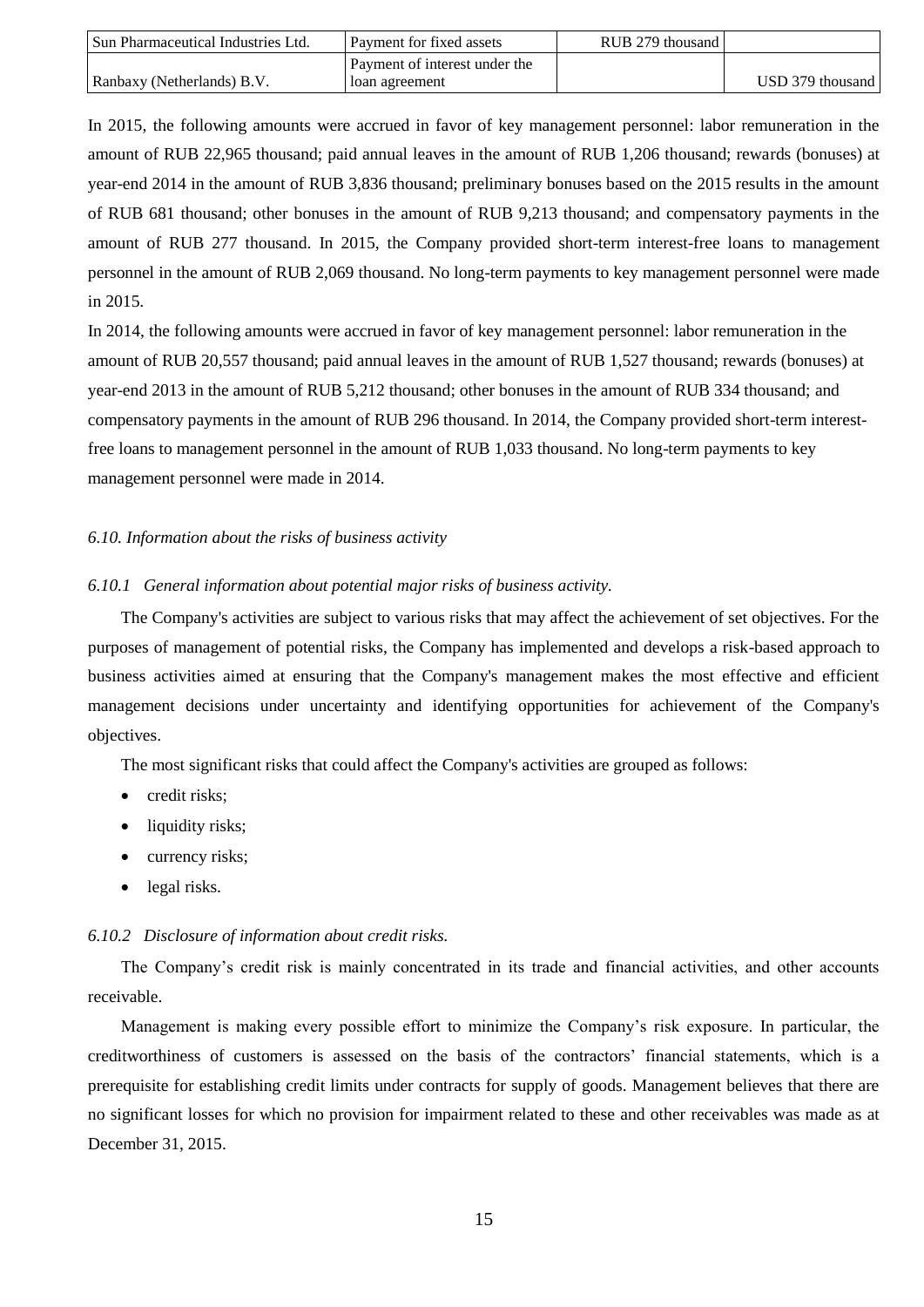| | | | |
|---|---|---|---|
| Sun Pharmaceutical Industries Ltd. | Payment for fixed assets | RUB 279 thousand | |
| Ranbaxy (Netherlands) B.V. | Payment of interest under the loan agreement | | USD 379 thousand |

In 2015, the following amounts were accrued in favor of key management personnel: labor remuneration in the amount of RUB 22,965 thousand; paid annual leaves in the amount of RUB 1,206 thousand; rewards (bonuses) at year-end 2014 in the amount of RUB 3,836 thousand; preliminary bonuses based on the 2015 results in the amount of RUB 681 thousand; other bonuses in the amount of RUB 9,213 thousand; and compensatory payments in the amount of RUB 277 thousand. In 2015, the Company provided short-term interest-free loans to management personnel in the amount of RUB 2,069 thousand. No long-term payments to key management personnel were made in 2015.

In 2014, the following amounts were accrued in favor of key management personnel: labor remuneration in the amount of RUB 20,557 thousand; paid annual leaves in the amount of RUB 1,527 thousand; rewards (bonuses) at year-end 2013 in the amount of RUB 5,212 thousand; other bonuses in the amount of RUB 334 thousand; and compensatory payments in the amount of RUB 296 thousand. In 2014, the Company provided short-term interest-free loans to management personnel in the amount of RUB 1,033 thousand. No long-term payments to key management personnel were made in 2014.

*6.10. Information about the risks of business activity*

*6.10.1 General information about potential major risks of business activity.*

The Company's activities are subject to various risks that may affect the achievement of set objectives. For the purposes of management of potential risks, the Company has implemented and develops a risk-based approach to business activities aimed at ensuring that the Company's management makes the most effective and efficient management decisions under uncertainty and identifying opportunities for achievement of the Company's objectives.

The most significant risks that could affect the Company's activities are grouped as follows:

- credit risks;
- liquidity risks;
- currency risks;
- legal risks.

*6.10.2 Disclosure of information about credit risks.*

The Company's credit risk is mainly concentrated in its trade and financial activities, and other accounts receivable.

Management is making every possible effort to minimize the Company's risk exposure. In particular, the creditworthiness of customers is assessed on the basis of the contractors' financial statements, which is a prerequisite for establishing credit limits under contracts for supply of goods. Management believes that there are no significant losses for which no provision for impairment related to these and other receivables was made as at December 31, 2015.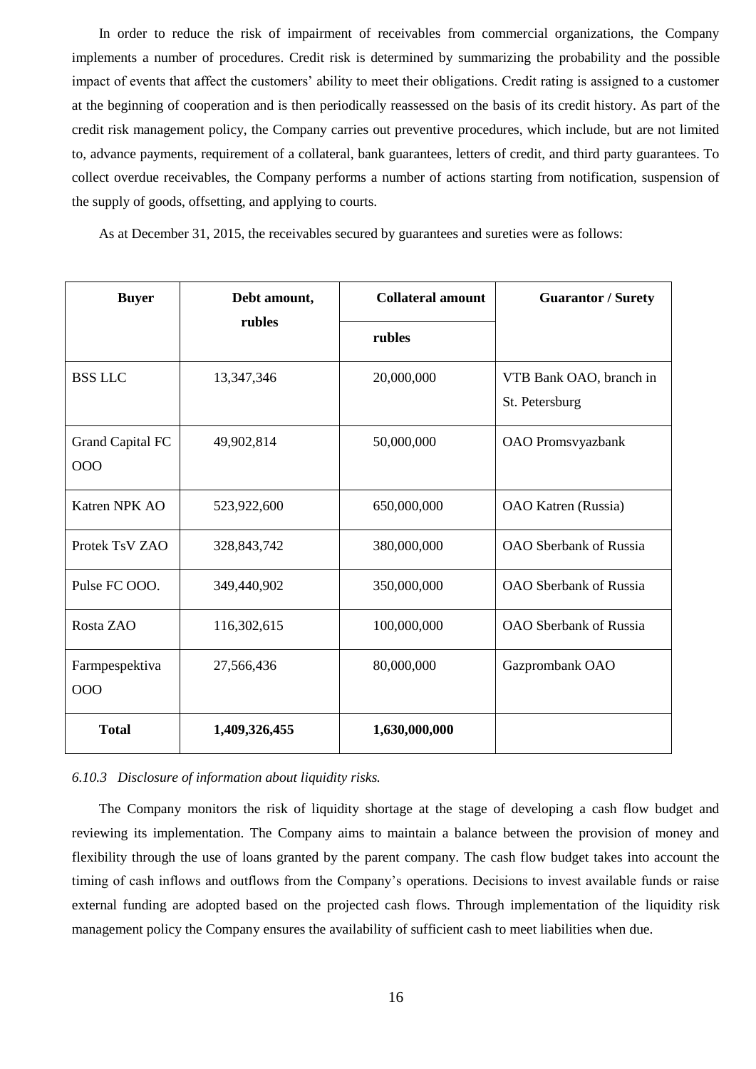In order to reduce the risk of impairment of receivables from commercial organizations, the Company implements a number of procedures. Credit risk is determined by summarizing the probability and the possible impact of events that affect the customers' ability to meet their obligations. Credit rating is assigned to a customer at the beginning of cooperation and is then periodically reassessed on the basis of its credit history. As part of the credit risk management policy, the Company carries out preventive procedures, which include, but are not limited to, advance payments, requirement of a collateral, bank guarantees, letters of credit, and third party guarantees. To collect overdue receivables, the Company performs a number of actions starting from notification, suspension of the supply of goods, offsetting, and applying to courts.

As at December 31, 2015, the receivables secured by guarantees and sureties were as follows:

| Buyer | Debt amount, rubles | Collateral amount rubles | Guarantor / Surety |
|---|---|---|---|
| BSS LLC | 13,347,346 | 20,000,000 | VTB Bank OAO, branch in St. Petersburg |
| Grand Capital FC OOO | 49,902,814 | 50,000,000 | OAO Promsvyazbank |
| Katren NPK AO | 523,922,600 | 650,000,000 | OAO Katren (Russia) |
| Protek TsV ZAO | 328,843,742 | 380,000,000 | OAO Sberbank of Russia |
| Pulse FC OOO. | 349,440,902 | 350,000,000 | OAO Sberbank of Russia |
| Rosta ZAO | 116,302,615 | 100,000,000 | OAO Sberbank of Russia |
| Farmpespektiva OOO | 27,566,436 | 80,000,000 | Gazprombank OAO |
| **Total** | **1,409,326,455** | **1,630,000,000** | |

*6.10.3 Disclosure of information about liquidity risks.*

The Company monitors the risk of liquidity shortage at the stage of developing a cash flow budget and reviewing its implementation. The Company aims to maintain a balance between the provision of money and flexibility through the use of loans granted by the parent company. The cash flow budget takes into account the timing of cash inflows and outflows from the Company's operations. Decisions to invest available funds or raise external funding are adopted based on the projected cash flows. Through implementation of the liquidity risk management policy the Company ensures the availability of sufficient cash to meet liabilities when due.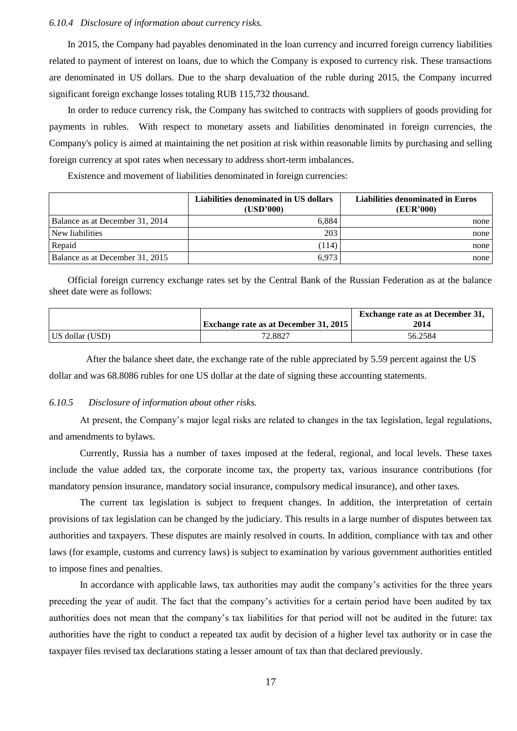*6.10.4 Disclosure of information about currency risks.*

In 2015, the Company had payables denominated in the loan currency and incurred foreign currency liabilities related to payment of interest on loans, due to which the Company is exposed to currency risk. These transactions are denominated in US dollars. Due to the sharp devaluation of the ruble during 2015, the Company incurred significant foreign exchange losses totaling RUB 115,732 thousand.

In order to reduce currency risk, the Company has switched to contracts with suppliers of goods providing for payments in rubles. With respect to monetary assets and liabilities denominated in foreign currencies, the Company's policy is aimed at maintaining the net position at risk within reasonable limits by purchasing and selling foreign currency at spot rates when necessary to address short-term imbalances.

Existence and movement of liabilities denominated in foreign currencies:

| | **Liabilities denominated in US dollars (USD'000)** | **Liabilities denominated in Euros (EUR'000)** |
|---|---|---|
| Balance as at December 31, 2014 | 6,884 | none |
| New liabilities | 203 | none |
| Repaid | (114) | none |
| Balance as at December 31, 2015 | 6,973 | none |

Official foreign currency exchange rates set by the Central Bank of the Russian Federation as at the balance sheet date were as follows:

| | **Exchange rate as at December 31, 2015** | **Exchange rate as at December 31, 2014** |
|---|---|---|
| US dollar (USD) | 72.8827 | 56.2584 |

After the balance sheet date, the exchange rate of the ruble appreciated by 5.59 percent against the US dollar and was 68.8086 rubles for one US dollar at the date of signing these accounting statements.

*6.10.5 Disclosure of information about other risks.*

At present, the Company's major legal risks are related to changes in the tax legislation, legal regulations, and amendments to bylaws.

Currently, Russia has a number of taxes imposed at the federal, regional, and local levels. These taxes include the value added tax, the corporate income tax, the property tax, various insurance contributions (for mandatory pension insurance, mandatory social insurance, compulsory medical insurance), and other taxes.

The current tax legislation is subject to frequent changes. In addition, the interpretation of certain provisions of tax legislation can be changed by the judiciary. This results in a large number of disputes between tax authorities and taxpayers. These disputes are mainly resolved in courts. In addition, compliance with tax and other laws (for example, customs and currency laws) is subject to examination by various government authorities entitled to impose fines and penalties.

In accordance with applicable laws, tax authorities may audit the company's activities for the three years preceding the year of audit. The fact that the company's activities for a certain period have been audited by tax authorities does not mean that the company's tax liabilities for that period will not be audited in the future: tax authorities have the right to conduct a repeated tax audit by decision of a higher level tax authority or in case the taxpayer files revised tax declarations stating a lesser amount of tax than that declared previously.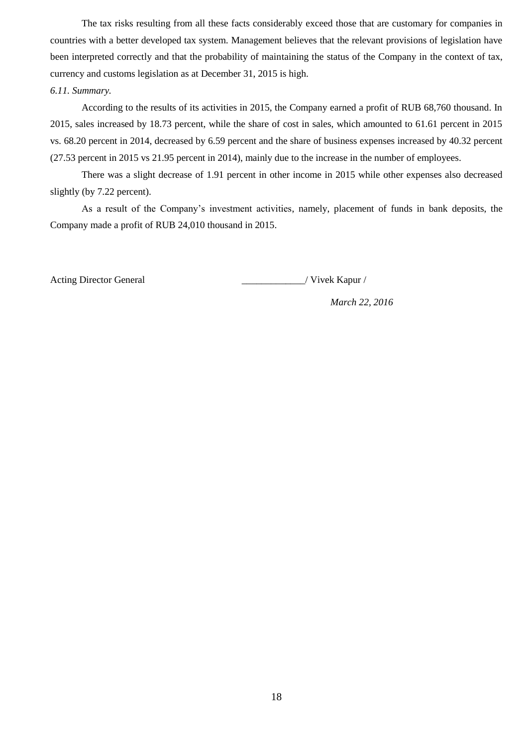The tax risks resulting from all these facts considerably exceed those that are customary for companies in countries with a better developed tax system. Management believes that the relevant provisions of legislation have been interpreted correctly and that the probability of maintaining the status of the Company in the context of tax, currency and customs legislation as at December 31, 2015 is high.

*6.11. Summary.*

According to the results of its activities in 2015, the Company earned a profit of RUB 68,760 thousand. In 2015, sales increased by 18.73 percent, while the share of cost in sales, which amounted to 61.61 percent in 2015 vs. 68.20 percent in 2014, decreased by 6.59 percent and the share of business expenses increased by 40.32 percent (27.53 percent in 2015 vs 21.95 percent in 2014), mainly due to the increase in the number of employees.

There was a slight decrease of 1.91 percent in other income in 2015 while other expenses also decreased slightly (by 7.22 percent).

As a result of the Company's investment activities, namely, placement of funds in bank deposits, the Company made a profit of RUB 24,010 thousand in 2015.

Acting Director General _____________/ Vivek Kapur /

*March 22, 2016*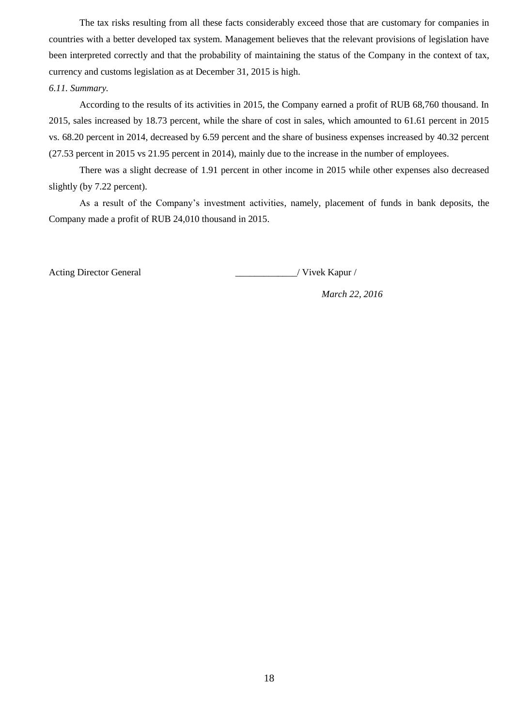The tax risks resulting from all these facts considerably exceed those that are customary for companies in countries with a better developed tax system. Management believes that the relevant provisions of legislation have been interpreted correctly and that the probability of maintaining the status of the Company in the context of tax, currency and customs legislation as at December 31, 2015 is high.

*6.11. Summary.*

According to the results of its activities in 2015, the Company earned a profit of RUB 68,760 thousand. In 2015, sales increased by 18.73 percent, while the share of cost in sales, which amounted to 61.61 percent in 2015 vs. 68.20 percent in 2014, decreased by 6.59 percent and the share of business expenses increased by 40.32 percent (27.53 percent in 2015 vs 21.95 percent in 2014), mainly due to the increase in the number of employees.

There was a slight decrease of 1.91 percent in other income in 2015 while other expenses also decreased slightly (by 7.22 percent).

As a result of the Company's investment activities, namely, placement of funds in bank deposits, the Company made a profit of RUB 24,010 thousand in 2015.

Acting Director General _____________/ Vivek Kapur /

*March 22, 2016*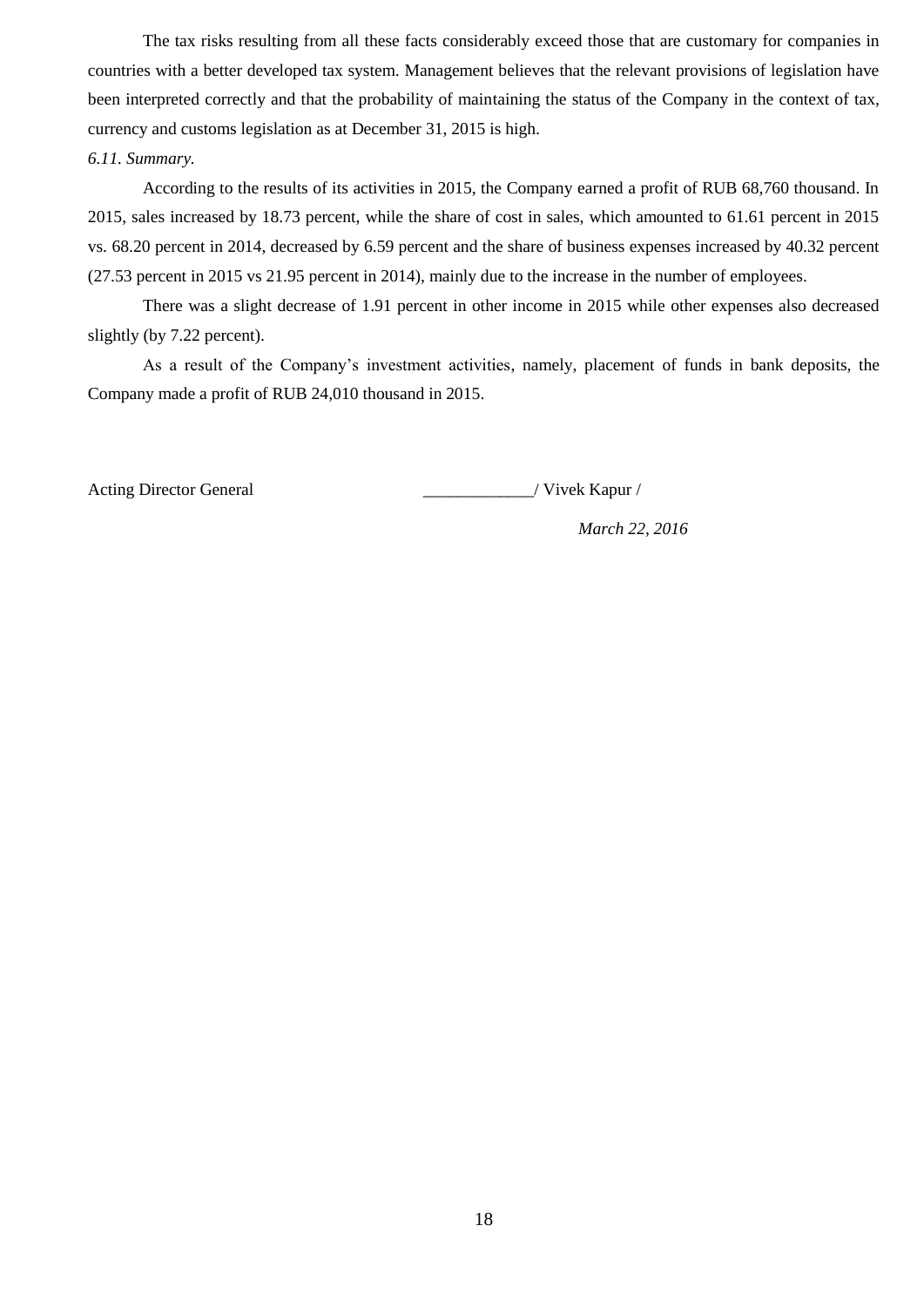The tax risks resulting from all these facts considerably exceed those that are customary for companies in countries with a better developed tax system. Management believes that the relevant provisions of legislation have been interpreted correctly and that the probability of maintaining the status of the Company in the context of tax, currency and customs legislation as at December 31, 2015 is high.

*6.11. Summary.*

According to the results of its activities in 2015, the Company earned a profit of RUB 68,760 thousand. In 2015, sales increased by 18.73 percent, while the share of cost in sales, which amounted to 61.61 percent in 2015 vs. 68.20 percent in 2014, decreased by 6.59 percent and the share of business expenses increased by 40.32 percent (27.53 percent in 2015 vs 21.95 percent in 2014), mainly due to the increase in the number of employees.

There was a slight decrease of 1.91 percent in other income in 2015 while other expenses also decreased slightly (by 7.22 percent).

As a result of the Company's investment activities, namely, placement of funds in bank deposits, the Company made a profit of RUB 24,010 thousand in 2015.

Acting Director General _____________/ Vivek Kapur /

*March 22, 2016*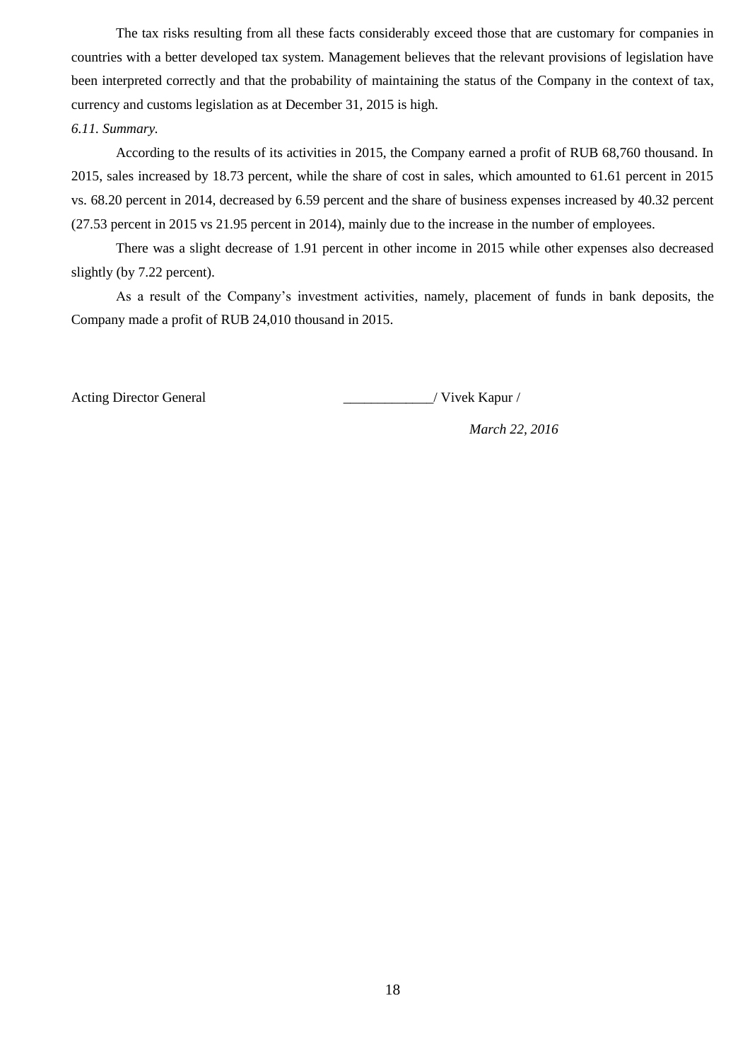The tax risks resulting from all these facts considerably exceed those that are customary for companies in countries with a better developed tax system. Management believes that the relevant provisions of legislation have been interpreted correctly and that the probability of maintaining the status of the Company in the context of tax, currency and customs legislation as at December 31, 2015 is high.

*6.11. Summary.*

According to the results of its activities in 2015, the Company earned a profit of RUB 68,760 thousand. In 2015, sales increased by 18.73 percent, while the share of cost in sales, which amounted to 61.61 percent in 2015 vs. 68.20 percent in 2014, decreased by 6.59 percent and the share of business expenses increased by 40.32 percent (27.53 percent in 2015 vs 21.95 percent in 2014), mainly due to the increase in the number of employees.

There was a slight decrease of 1.91 percent in other income in 2015 while other expenses also decreased slightly (by 7.22 percent).

As a result of the Company's investment activities, namely, placement of funds in bank deposits, the Company made a profit of RUB 24,010 thousand in 2015.

Acting Director General _____________/ Vivek Kapur /

*March 22, 2016*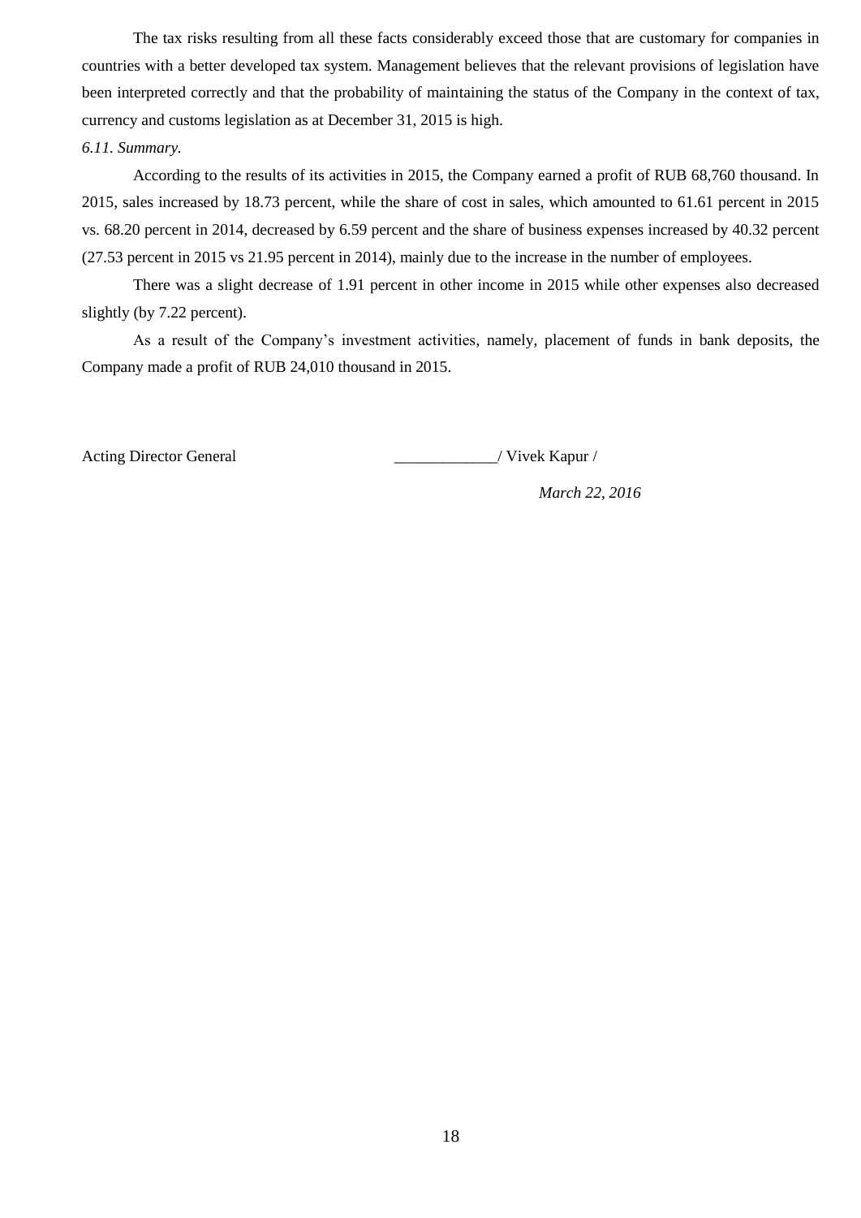The tax risks resulting from all these facts considerably exceed those that are customary for companies in countries with a better developed tax system. Management believes that the relevant provisions of legislation have been interpreted correctly and that the probability of maintaining the status of the Company in the context of tax, currency and customs legislation as at December 31, 2015 is high.

*6.11. Summary.*

According to the results of its activities in 2015, the Company earned a profit of RUB 68,760 thousand. In 2015, sales increased by 18.73 percent, while the share of cost in sales, which amounted to 61.61 percent in 2015 vs. 68.20 percent in 2014, decreased by 6.59 percent and the share of business expenses increased by 40.32 percent (27.53 percent in 2015 vs 21.95 percent in 2014), mainly due to the increase in the number of employees.

There was a slight decrease of 1.91 percent in other income in 2015 while other expenses also decreased slightly (by 7.22 percent).

As a result of the Company's investment activities, namely, placement of funds in bank deposits, the Company made a profit of RUB 24,010 thousand in 2015.

Acting Director General _____________/ Vivek Kapur /

*March 22, 2016*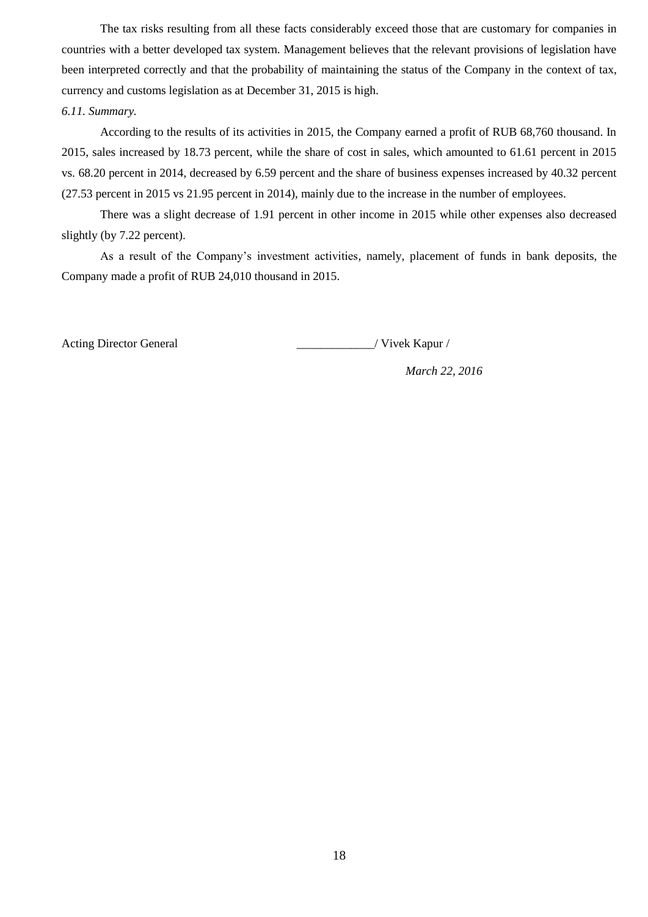The tax risks resulting from all these facts considerably exceed those that are customary for companies in countries with a better developed tax system. Management believes that the relevant provisions of legislation have been interpreted correctly and that the probability of maintaining the status of the Company in the context of tax, currency and customs legislation as at December 31, 2015 is high.

*6.11. Summary.*

According to the results of its activities in 2015, the Company earned a profit of RUB 68,760 thousand. In 2015, sales increased by 18.73 percent, while the share of cost in sales, which amounted to 61.61 percent in 2015 vs. 68.20 percent in 2014, decreased by 6.59 percent and the share of business expenses increased by 40.32 percent (27.53 percent in 2015 vs 21.95 percent in 2014), mainly due to the increase in the number of employees.

There was a slight decrease of 1.91 percent in other income in 2015 while other expenses also decreased slightly (by 7.22 percent).

As a result of the Company's investment activities, namely, placement of funds in bank deposits, the Company made a profit of RUB 24,010 thousand in 2015.

Acting Director General _____________/ Vivek Kapur /

*March 22, 2016*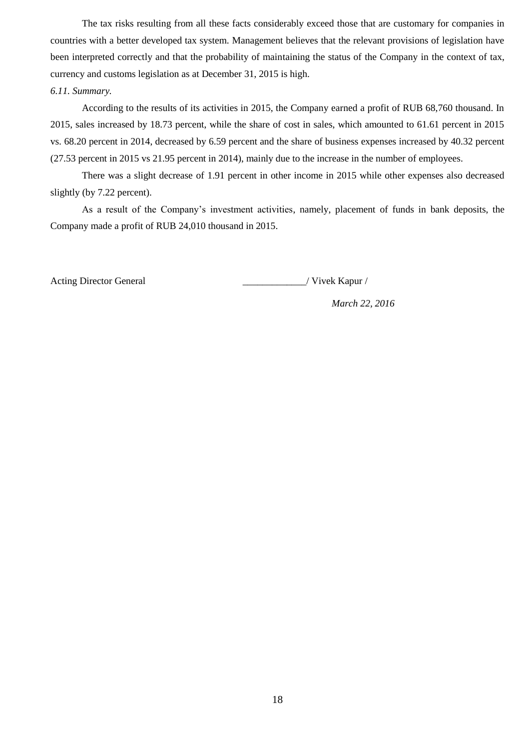The tax risks resulting from all these facts considerably exceed those that are customary for companies in countries with a better developed tax system. Management believes that the relevant provisions of legislation have been interpreted correctly and that the probability of maintaining the status of the Company in the context of tax, currency and customs legislation as at December 31, 2015 is high.

*6.11. Summary.*

According to the results of its activities in 2015, the Company earned a profit of RUB 68,760 thousand. In 2015, sales increased by 18.73 percent, while the share of cost in sales, which amounted to 61.61 percent in 2015 vs. 68.20 percent in 2014, decreased by 6.59 percent and the share of business expenses increased by 40.32 percent (27.53 percent in 2015 vs 21.95 percent in 2014), mainly due to the increase in the number of employees.

There was a slight decrease of 1.91 percent in other income in 2015 while other expenses also decreased slightly (by 7.22 percent).

As a result of the Company's investment activities, namely, placement of funds in bank deposits, the Company made a profit of RUB 24,010 thousand in 2015.

Acting Director General _____________/ Vivek Kapur /

*March 22, 2016*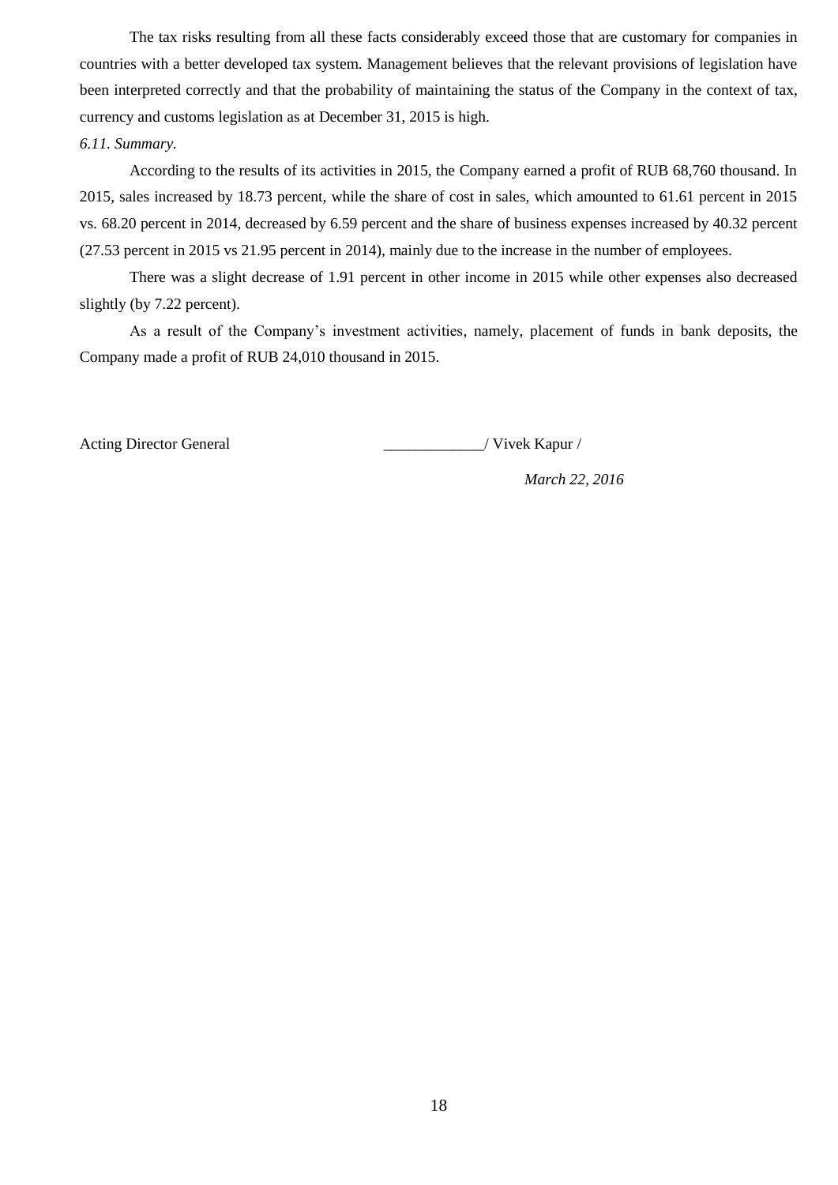The tax risks resulting from all these facts considerably exceed those that are customary for companies in countries with a better developed tax system. Management believes that the relevant provisions of legislation have been interpreted correctly and that the probability of maintaining the status of the Company in the context of tax, currency and customs legislation as at December 31, 2015 is high.

*6.11. Summary.*

According to the results of its activities in 2015, the Company earned a profit of RUB 68,760 thousand. In 2015, sales increased by 18.73 percent, while the share of cost in sales, which amounted to 61.61 percent in 2015 vs. 68.20 percent in 2014, decreased by 6.59 percent and the share of business expenses increased by 40.32 percent (27.53 percent in 2015 vs 21.95 percent in 2014), mainly due to the increase in the number of employees.

There was a slight decrease of 1.91 percent in other income in 2015 while other expenses also decreased slightly (by 7.22 percent).

As a result of the Company's investment activities, namely, placement of funds in bank deposits, the Company made a profit of RUB 24,010 thousand in 2015.

Acting Director General _____________/ Vivek Kapur /

*March 22, 2016*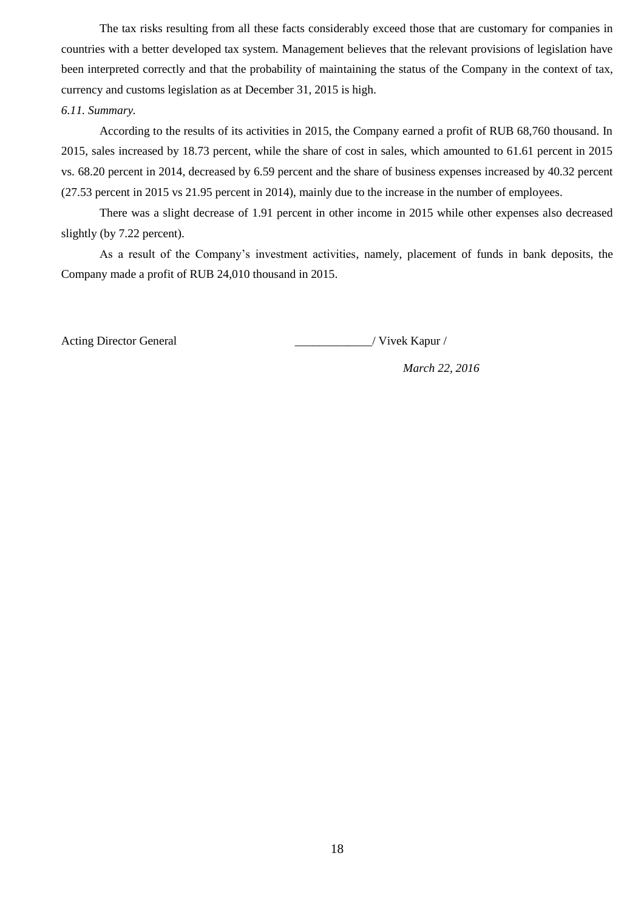The tax risks resulting from all these facts considerably exceed those that are customary for companies in countries with a better developed tax system. Management believes that the relevant provisions of legislation have been interpreted correctly and that the probability of maintaining the status of the Company in the context of tax, currency and customs legislation as at December 31, 2015 is high.

*6.11. Summary.*

According to the results of its activities in 2015, the Company earned a profit of RUB 68,760 thousand. In 2015, sales increased by 18.73 percent, while the share of cost in sales, which amounted to 61.61 percent in 2015 vs. 68.20 percent in 2014, decreased by 6.59 percent and the share of business expenses increased by 40.32 percent (27.53 percent in 2015 vs 21.95 percent in 2014), mainly due to the increase in the number of employees.

There was a slight decrease of 1.91 percent in other income in 2015 while other expenses also decreased slightly (by 7.22 percent).

As a result of the Company's investment activities, namely, placement of funds in bank deposits, the Company made a profit of RUB 24,010 thousand in 2015.

Acting Director General _____________/ Vivek Kapur /

*March 22, 2016*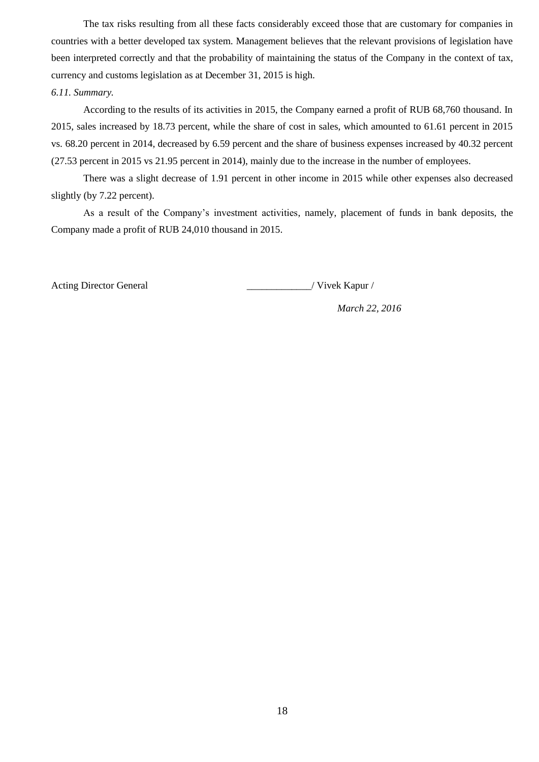The tax risks resulting from all these facts considerably exceed those that are customary for companies in countries with a better developed tax system. Management believes that the relevant provisions of legislation have been interpreted correctly and that the probability of maintaining the status of the Company in the context of tax, currency and customs legislation as at December 31, 2015 is high.

*6.11. Summary.*

According to the results of its activities in 2015, the Company earned a profit of RUB 68,760 thousand. In 2015, sales increased by 18.73 percent, while the share of cost in sales, which amounted to 61.61 percent in 2015 vs. 68.20 percent in 2014, decreased by 6.59 percent and the share of business expenses increased by 40.32 percent (27.53 percent in 2015 vs 21.95 percent in 2014), mainly due to the increase in the number of employees.

There was a slight decrease of 1.91 percent in other income in 2015 while other expenses also decreased slightly (by 7.22 percent).

As a result of the Company's investment activities, namely, placement of funds in bank deposits, the Company made a profit of RUB 24,010 thousand in 2015.

Acting Director General _____________/ Vivek Kapur /

*March 22, 2016*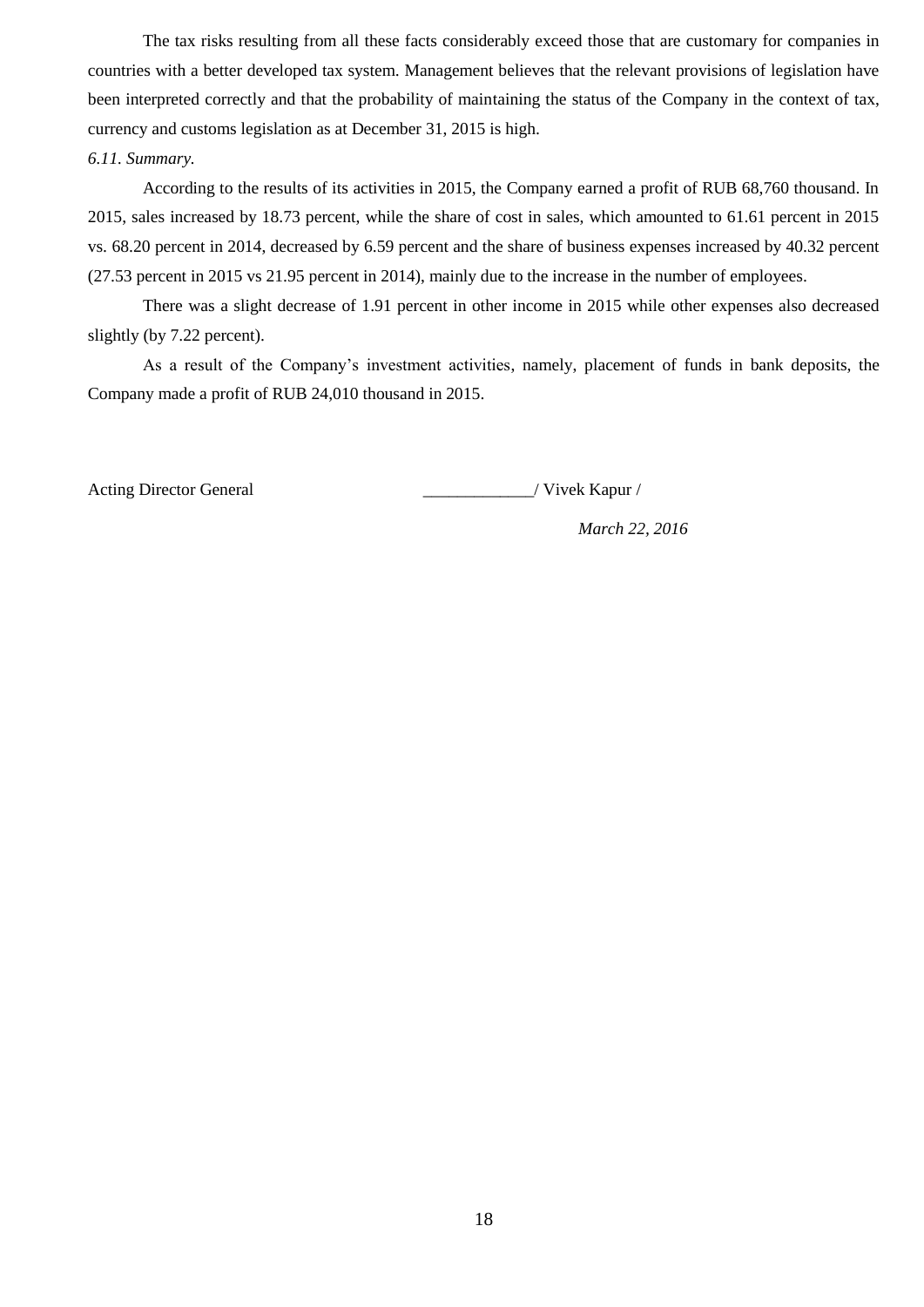The tax risks resulting from all these facts considerably exceed those that are customary for companies in countries with a better developed tax system. Management believes that the relevant provisions of legislation have been interpreted correctly and that the probability of maintaining the status of the Company in the context of tax, currency and customs legislation as at December 31, 2015 is high.

*6.11. Summary.*

According to the results of its activities in 2015, the Company earned a profit of RUB 68,760 thousand. In 2015, sales increased by 18.73 percent, while the share of cost in sales, which amounted to 61.61 percent in 2015 vs. 68.20 percent in 2014, decreased by 6.59 percent and the share of business expenses increased by 40.32 percent (27.53 percent in 2015 vs 21.95 percent in 2014), mainly due to the increase in the number of employees.

There was a slight decrease of 1.91 percent in other income in 2015 while other expenses also decreased slightly (by 7.22 percent).

As a result of the Company's investment activities, namely, placement of funds in bank deposits, the Company made a profit of RUB 24,010 thousand in 2015.

Acting Director General _____________/ Vivek Kapur /

*March 22, 2016*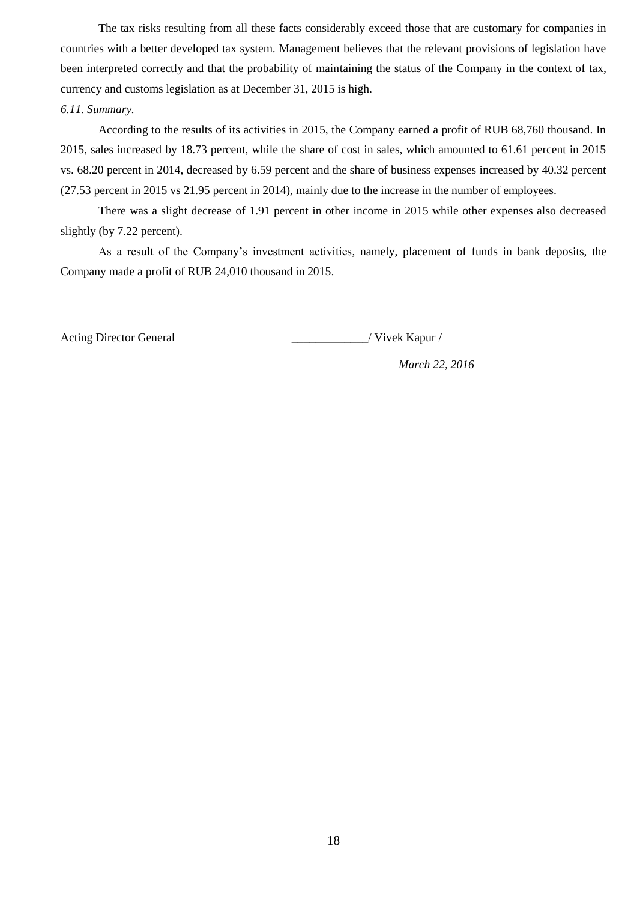The tax risks resulting from all these facts considerably exceed those that are customary for companies in countries with a better developed tax system. Management believes that the relevant provisions of legislation have been interpreted correctly and that the probability of maintaining the status of the Company in the context of tax, currency and customs legislation as at December 31, 2015 is high.

*6.11. Summary.*

According to the results of its activities in 2015, the Company earned a profit of RUB 68,760 thousand. In 2015, sales increased by 18.73 percent, while the share of cost in sales, which amounted to 61.61 percent in 2015 vs. 68.20 percent in 2014, decreased by 6.59 percent and the share of business expenses increased by 40.32 percent (27.53 percent in 2015 vs 21.95 percent in 2014), mainly due to the increase in the number of employees.

There was a slight decrease of 1.91 percent in other income in 2015 while other expenses also decreased slightly (by 7.22 percent).

As a result of the Company's investment activities, namely, placement of funds in bank deposits, the Company made a profit of RUB 24,010 thousand in 2015.

Acting Director General _____________/ Vivek Kapur /

*March 22, 2016*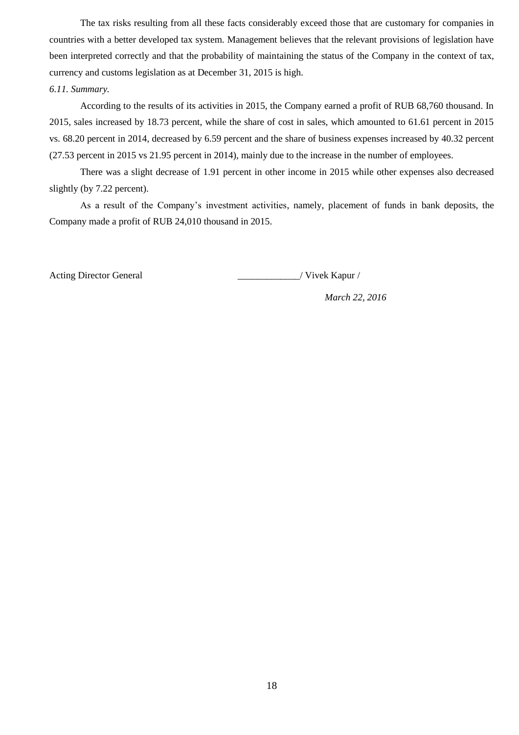The tax risks resulting from all these facts considerably exceed those that are customary for companies in countries with a better developed tax system. Management believes that the relevant provisions of legislation have been interpreted correctly and that the probability of maintaining the status of the Company in the context of tax, currency and customs legislation as at December 31, 2015 is high.

*6.11. Summary.*

According to the results of its activities in 2015, the Company earned a profit of RUB 68,760 thousand. In 2015, sales increased by 18.73 percent, while the share of cost in sales, which amounted to 61.61 percent in 2015 vs. 68.20 percent in 2014, decreased by 6.59 percent and the share of business expenses increased by 40.32 percent (27.53 percent in 2015 vs 21.95 percent in 2014), mainly due to the increase in the number of employees.

There was a slight decrease of 1.91 percent in other income in 2015 while other expenses also decreased slightly (by 7.22 percent).

As a result of the Company's investment activities, namely, placement of funds in bank deposits, the Company made a profit of RUB 24,010 thousand in 2015.

Acting Director General _____________/ Vivek Kapur /

*March 22, 2016*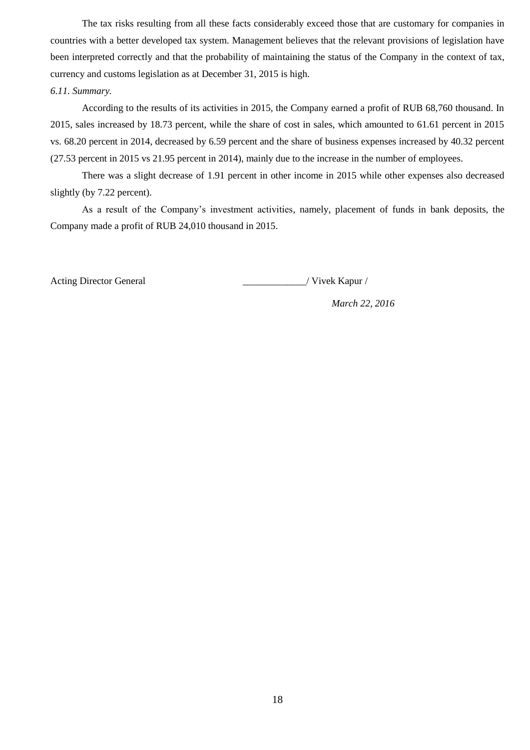The tax risks resulting from all these facts considerably exceed those that are customary for companies in countries with a better developed tax system. Management believes that the relevant provisions of legislation have been interpreted correctly and that the probability of maintaining the status of the Company in the context of tax, currency and customs legislation as at December 31, 2015 is high.

*6.11. Summary.*

According to the results of its activities in 2015, the Company earned a profit of RUB 68,760 thousand. In 2015, sales increased by 18.73 percent, while the share of cost in sales, which amounted to 61.61 percent in 2015 vs. 68.20 percent in 2014, decreased by 6.59 percent and the share of business expenses increased by 40.32 percent (27.53 percent in 2015 vs 21.95 percent in 2014), mainly due to the increase in the number of employees.

There was a slight decrease of 1.91 percent in other income in 2015 while other expenses also decreased slightly (by 7.22 percent).

As a result of the Company's investment activities, namely, placement of funds in bank deposits, the Company made a profit of RUB 24,010 thousand in 2015.

Acting Director General _____________/ Vivek Kapur /

*March 22, 2016*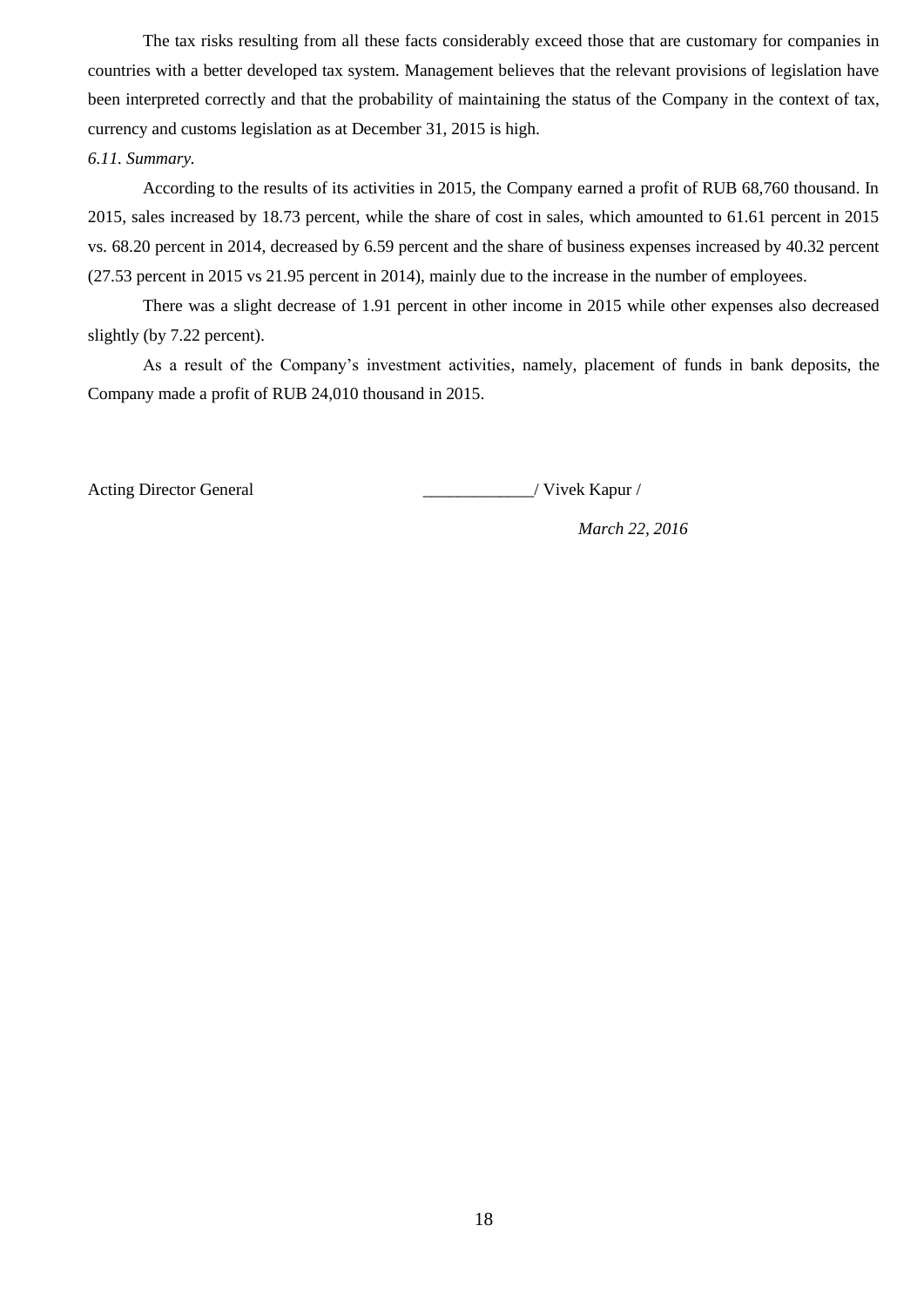The tax risks resulting from all these facts considerably exceed those that are customary for companies in countries with a better developed tax system. Management believes that the relevant provisions of legislation have been interpreted correctly and that the probability of maintaining the status of the Company in the context of tax, currency and customs legislation as at December 31, 2015 is high.

*6.11. Summary.*

According to the results of its activities in 2015, the Company earned a profit of RUB 68,760 thousand. In 2015, sales increased by 18.73 percent, while the share of cost in sales, which amounted to 61.61 percent in 2015 vs. 68.20 percent in 2014, decreased by 6.59 percent and the share of business expenses increased by 40.32 percent (27.53 percent in 2015 vs 21.95 percent in 2014), mainly due to the increase in the number of employees.

There was a slight decrease of 1.91 percent in other income in 2015 while other expenses also decreased slightly (by 7.22 percent).

As a result of the Company's investment activities, namely, placement of funds in bank deposits, the Company made a profit of RUB 24,010 thousand in 2015.

Acting Director General _____________/ Vivek Kapur /

*March 22, 2016*